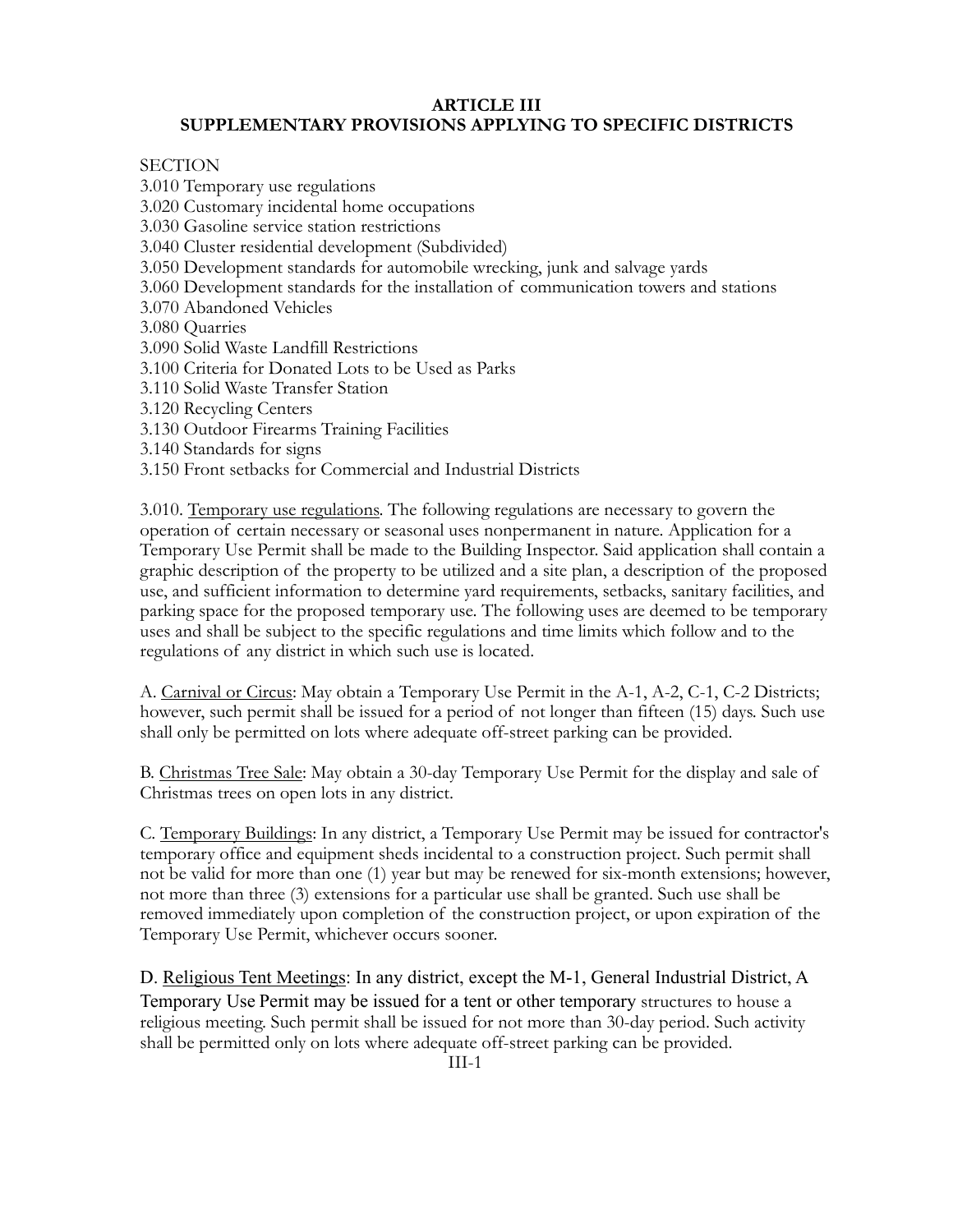# ARTICLE III
## SUPPLEMENTARY PROVISIONS APPLYING TO SPECIFIC DISTRICTS

SECTION
3.010 Temporary use regulations
3.020 Customary incidental home occupations
3.030 Gasoline service station restrictions
3.040 Cluster residential development (Subdivided)
3.050 Development standards for automobile wrecking, junk and salvage yards
3.060 Development standards for the installation of communication towers and stations
3.070 Abandoned Vehicles
3.080 Quarries
3.090 Solid Waste Landfill Restrictions
3.100 Criteria for Donated Lots to be Used as Parks
3.110 Solid Waste Transfer Station
3.120 Recycling Centers
3.130 Outdoor Firearms Training Facilities
3.140 Standards for signs
3.150 Front setbacks for Commercial and Industrial Districts

3.010. Temporary use regulations. The following regulations are necessary to govern the operation of certain necessary or seasonal uses nonpermanent in nature. Application for a Temporary Use Permit shall be made to the Building Inspector. Said application shall contain a graphic description of the property to be utilized and a site plan, a description of the proposed use, and sufficient information to determine yard requirements, setbacks, sanitary facilities, and parking space for the proposed temporary use. The following uses are deemed to be temporary uses and shall be subject to the specific regulations and time limits which follow and to the regulations of any district in which such use is located.

A. Carnival or Circus: May obtain a Temporary Use Permit in the A-1, A-2, C-1, C-2 Districts; however, such permit shall be issued for a period of not longer than fifteen (15) days. Such use shall only be permitted on lots where adequate off-street parking can be provided.

B. Christmas Tree Sale: May obtain a 30-day Temporary Use Permit for the display and sale of Christmas trees on open lots in any district.

C. Temporary Buildings: In any district, a Temporary Use Permit may be issued for contractor's temporary office and equipment sheds incidental to a construction project. Such permit shall not be valid for more than one (1) year but may be renewed for six-month extensions; however, not more than three (3) extensions for a particular use shall be granted. Such use shall be removed immediately upon completion of the construction project, or upon expiration of the Temporary Use Permit, whichever occurs sooner.

D. Religious Tent Meetings: In any district, except the M-1, General Industrial District, A Temporary Use Permit may be issued for a tent or other temporary structures to house a religious meeting. Such permit shall be issued for not more than 30-day period. Such activity shall be permitted only on lots where adequate off-street parking can be provided.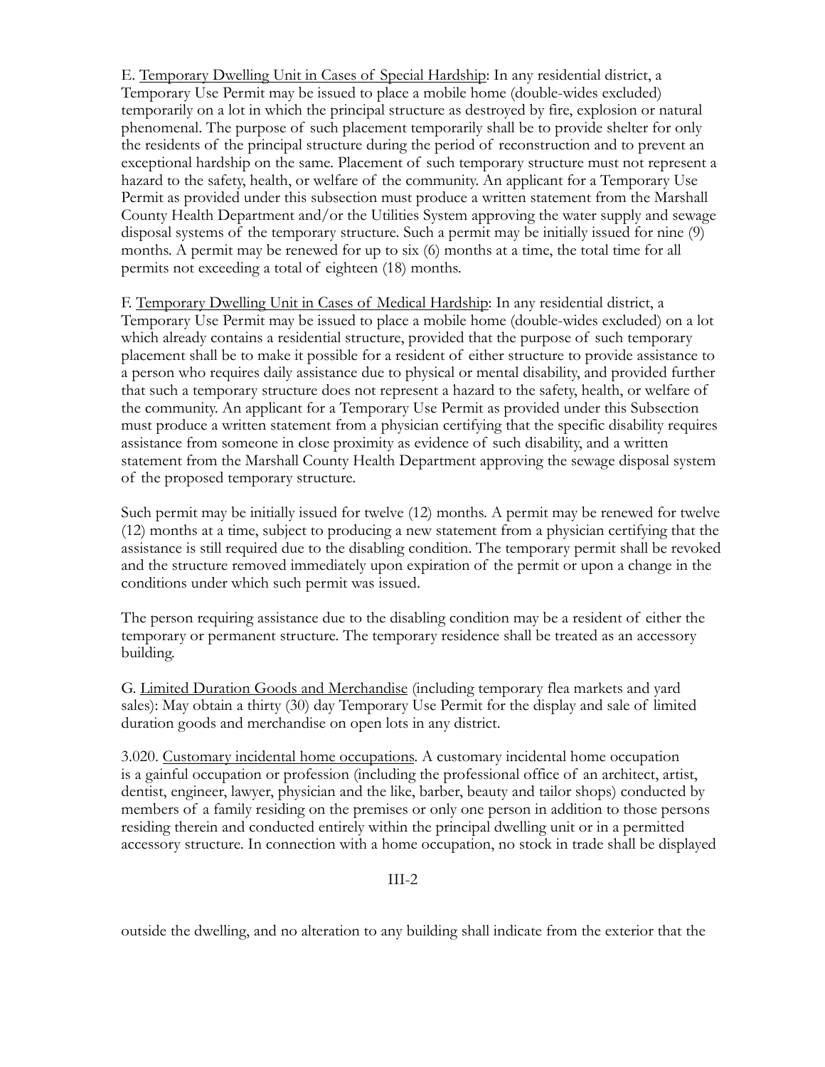E. <u>Temporary Dwelling Unit in Cases of Special Hardship</u>: In any residential district, a Temporary Use Permit may be issued to place a mobile home (double-wides excluded) temporarily on a lot in which the principal structure as destroyed by fire, explosion or natural phenomenal. The purpose of such placement temporarily shall be to provide shelter for only the residents of the principal structure during the period of reconstruction and to prevent an exceptional hardship on the same. Placement of such temporary structure must not represent a hazard to the safety, health, or welfare of the community. An applicant for a Temporary Use Permit as provided under this subsection must produce a written statement from the Marshall County Health Department and/or the Utilities System approving the water supply and sewage disposal systems of the temporary structure. Such a permit may be initially issued for nine (9) months. A permit may be renewed for up to six (6) months at a time, the total time for all permits not exceeding a total of eighteen (18) months.

F. <u>Temporary Dwelling Unit in Cases of Medical Hardship</u>: In any residential district, a Temporary Use Permit may be issued to place a mobile home (double-wides excluded) on a lot which already contains a residential structure, provided that the purpose of such temporary placement shall be to make it possible for a resident of either structure to provide assistance to a person who requires daily assistance due to physical or mental disability, and provided further that such a temporary structure does not represent a hazard to the safety, health, or welfare of the community. An applicant for a Temporary Use Permit as provided under this Subsection must produce a written statement from a physician certifying that the specific disability requires assistance from someone in close proximity as evidence of such disability, and a written statement from the Marshall County Health Department approving the sewage disposal system of the proposed temporary structure.

Such permit may be initially issued for twelve (12) months. A permit may be renewed for twelve (12) months at a time, subject to producing a new statement from a physician certifying that the assistance is still required due to the disabling condition. The temporary permit shall be revoked and the structure removed immediately upon expiration of the permit or upon a change in the conditions under which such permit was issued.

The person requiring assistance due to the disabling condition may be a resident of either the temporary or permanent structure. The temporary residence shall be treated as an accessory building.

G. <u>Limited Duration Goods and Merchandise</u> (including temporary flea markets and yard sales): May obtain a thirty (30) day Temporary Use Permit for the display and sale of limited duration goods and merchandise on open lots in any district.

3.020. <u>Customary incidental home occupations</u>. A customary incidental home occupation is a gainful occupation or profession (including the professional office of an architect, artist, dentist, engineer, lawyer, physician and the like, barber, beauty and tailor shops) conducted by members of a family residing on the premises or only one person in addition to those persons residing therein and conducted entirely within the principal dwelling unit or in a permitted accessory structure. In connection with a home occupation, no stock in trade shall be displayed

outside the dwelling, and no alteration to any building shall indicate from the exterior that the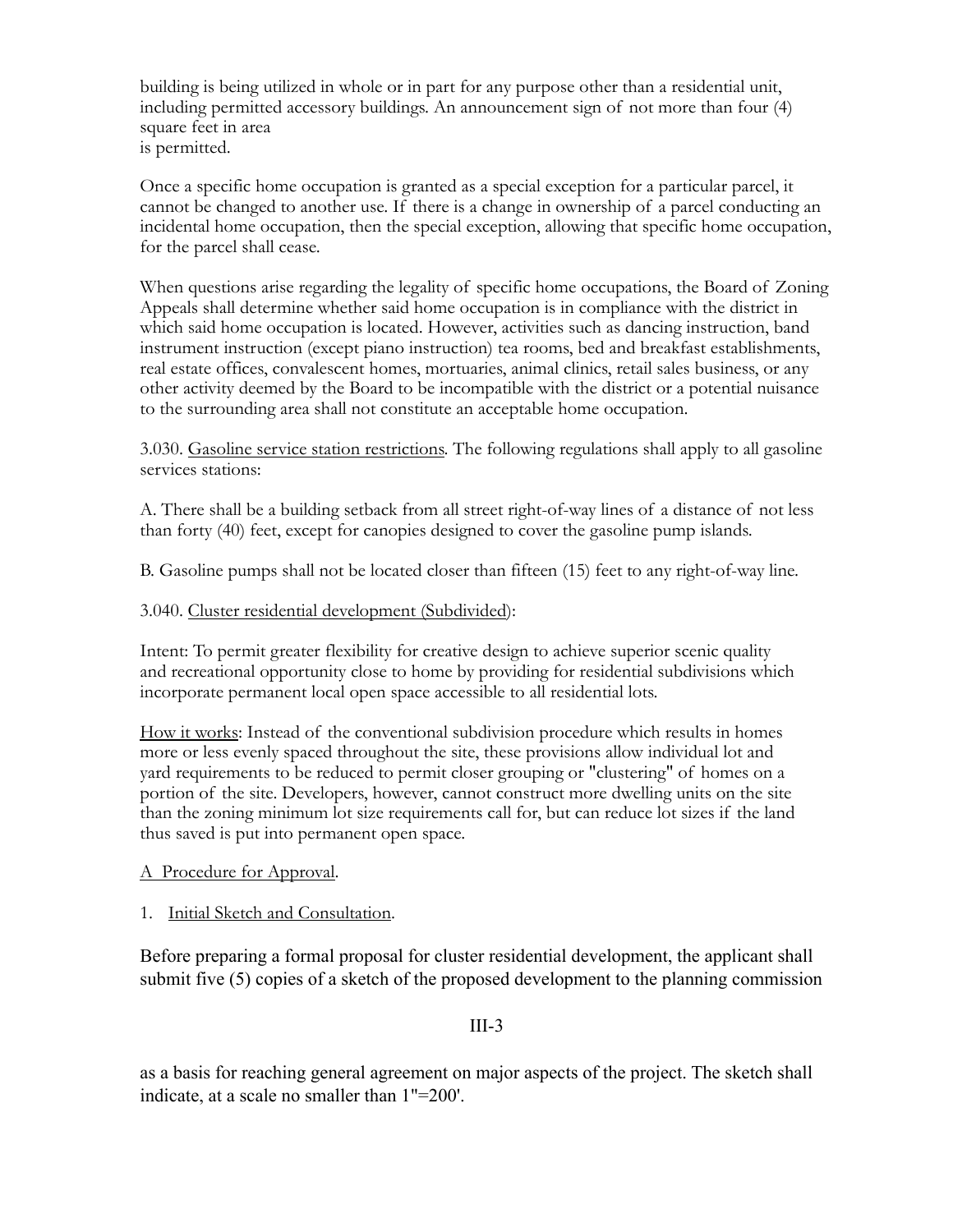building is being utilized in whole or in part for any purpose other than a residential unit, including permitted accessory buildings. An announcement sign of not more than four (4) square feet in area
is permitted.

Once a specific home occupation is granted as a special exception for a particular parcel, it cannot be changed to another use. If there is a change in ownership of a parcel conducting an incidental home occupation, then the special exception, allowing that specific home occupation, for the parcel shall cease.

When questions arise regarding the legality of specific home occupations, the Board of Zoning Appeals shall determine whether said home occupation is in compliance with the district in which said home occupation is located. However, activities such as dancing instruction, band instrument instruction (except piano instruction) tea rooms, bed and breakfast establishments, real estate offices, convalescent homes, mortuaries, animal clinics, retail sales business, or any other activity deemed by the Board to be incompatible with the district or a potential nuisance to the surrounding area shall not constitute an acceptable home occupation.

3.030. <u>Gasoline service station restrictions</u>. The following regulations shall apply to all gasoline services stations:

A. There shall be a building setback from all street right-of-way lines of a distance of not less than forty (40) feet, except for canopies designed to cover the gasoline pump islands.

B. Gasoline pumps shall not be located closer than fifteen (15) feet to any right-of-way line.

3.040. <u>Cluster residential development (Subdivided)</u>:

Intent: To permit greater flexibility for creative design to achieve superior scenic quality and recreational opportunity close to home by providing for residential subdivisions which incorporate permanent local open space accessible to all residential lots.

<u>How it works</u>: Instead of the conventional subdivision procedure which results in homes more or less evenly spaced throughout the site, these provisions allow individual lot and yard requirements to be reduced to permit closer grouping or "clustering" of homes on a portion of the site. Developers, however, cannot construct more dwelling units on the site than the zoning minimum lot size requirements call for, but can reduce lot sizes if the land thus saved is put into permanent open space.

<u>A Procedure for Approval</u>.

1. <u>Initial Sketch and Consultation</u>.

Before preparing a formal proposal for cluster residential development, the applicant shall submit five (5) copies of a sketch of the proposed development to the planning commission

as a basis for reaching general agreement on major aspects of the project. The sketch shall indicate, at a scale no smaller than 1"=200'.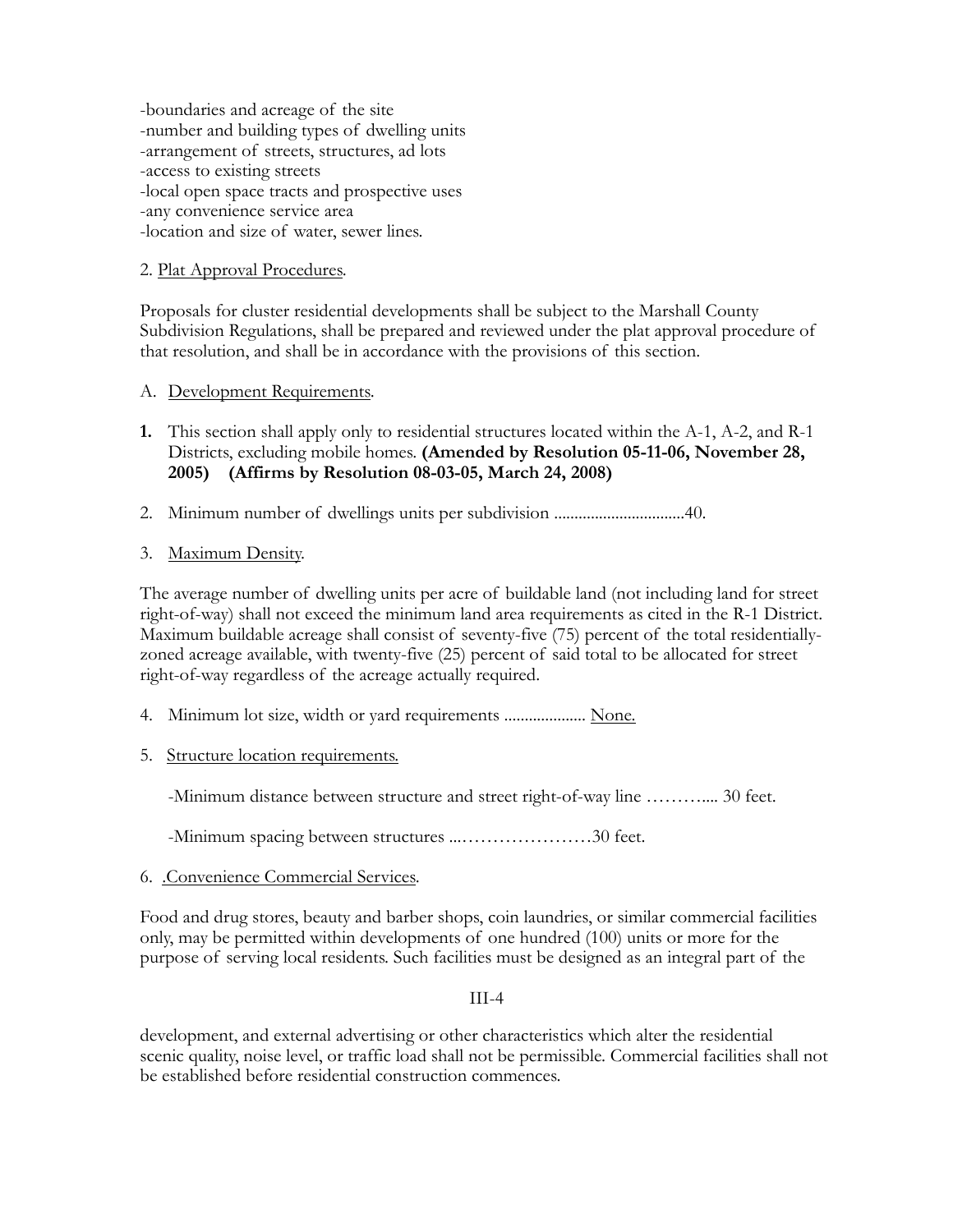-boundaries and acreage of the site
-number and building types of dwelling units
-arrangement of streets, structures, ad lots
-access to existing streets
-local open space tracts and prospective uses
-any convenience service area
-location and size of water, sewer lines.

2. Plat Approval Procedures.

Proposals for cluster residential developments shall be subject to the Marshall County Subdivision Regulations, shall be prepared and reviewed under the plat approval procedure of that resolution, and shall be in accordance with the provisions of this section.

A. Development Requirements.

**1.** This section shall apply only to residential structures located within the A-1, A-2, and R-1 Districts, excluding mobile homes. **(Amended by Resolution 05-11-06, November 28, 2005) (Affirms by Resolution 08-03-05, March 24, 2008)**

2. Minimum number of dwellings units per subdivision ................................40.

3. Maximum Density.

The average number of dwelling units per acre of buildable land (not including land for street right-of-way) shall not exceed the minimum land area requirements as cited in the R-1 District. Maximum buildable acreage shall consist of seventy-five (75) percent of the total residentially-zoned acreage available, with twenty-five (25) percent of said total to be allocated for street right-of-way regardless of the acreage actually required.

4. Minimum lot size, width or yard requirements .................... None.

5. Structure location requirements.

   -Minimum distance between structure and street right-of-way line ……….... 30 feet.

   -Minimum spacing between structures ...…………………30 feet.

6. .Convenience Commercial Services.

Food and drug stores, beauty and barber shops, coin laundries, or similar commercial facilities only, may be permitted within developments of one hundred (100) units or more for the purpose of serving local residents. Such facilities must be designed as an integral part of the development, and external advertising or other characteristics which alter the residential scenic quality, noise level, or traffic load shall not be permissible. Commercial facilities shall not be established before residential construction commences.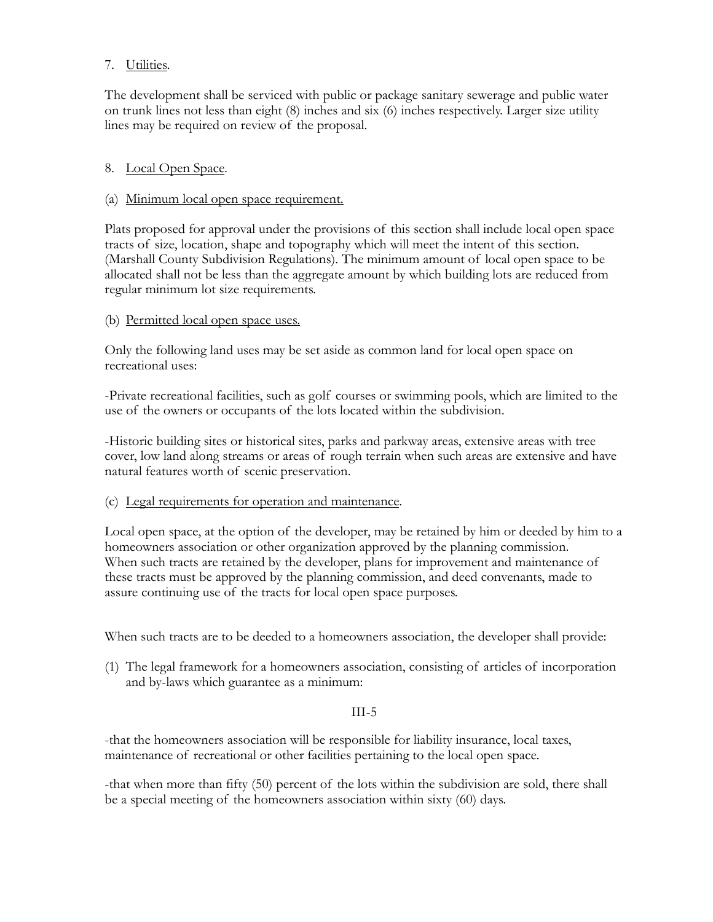7. Utilities.

The development shall be serviced with public or package sanitary sewerage and public water on trunk lines not less than eight (8) inches and six (6) inches respectively. Larger size utility lines may be required on review of the proposal.

8. Local Open Space.

(a) Minimum local open space requirement.

Plats proposed for approval under the provisions of this section shall include local open space tracts of size, location, shape and topography which will meet the intent of this section. (Marshall County Subdivision Regulations). The minimum amount of local open space to be allocated shall not be less than the aggregate amount by which building lots are reduced from regular minimum lot size requirements.

(b) Permitted local open space uses.

Only the following land uses may be set aside as common land for local open space on recreational uses:

-Private recreational facilities, such as golf courses or swimming pools, which are limited to the use of the owners or occupants of the lots located within the subdivision.

-Historic building sites or historical sites, parks and parkway areas, extensive areas with tree cover, low land along streams or areas of rough terrain when such areas are extensive and have natural features worth of scenic preservation.

(c) Legal requirements for operation and maintenance.

Local open space, at the option of the developer, may be retained by him or deeded by him to a homeowners association or other organization approved by the planning commission. When such tracts are retained by the developer, plans for improvement and maintenance of these tracts must be approved by the planning commission, and deed convenants, made to assure continuing use of the tracts for local open space purposes.

When such tracts are to be deeded to a homeowners association, the developer shall provide:

(1) The legal framework for a homeowners association, consisting of articles of incorporation and by-laws which guarantee as a minimum:

-that the homeowners association will be responsible for liability insurance, local taxes, maintenance of recreational or other facilities pertaining to the local open space.

-that when more than fifty (50) percent of the lots within the subdivision are sold, there shall be a special meeting of the homeowners association within sixty (60) days.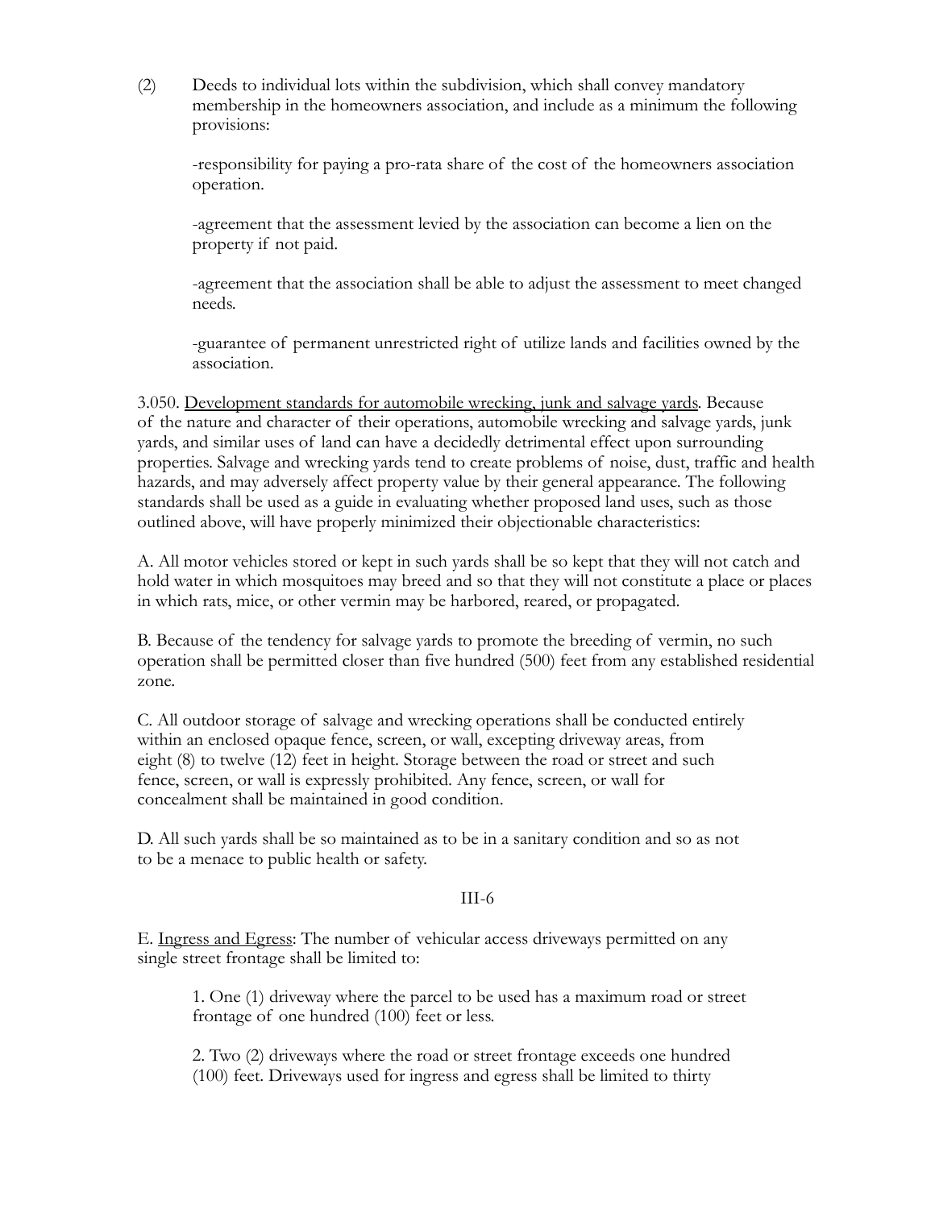(2) Deeds to individual lots within the subdivision, which shall convey mandatory membership in the homeowners association, and include as a minimum the following provisions:

-responsibility for paying a pro-rata share of the cost of the homeowners association operation.

-agreement that the assessment levied by the association can become a lien on the property if not paid.

-agreement that the association shall be able to adjust the assessment to meet changed needs.

-guarantee of permanent unrestricted right of utilize lands and facilities owned by the association.

3.050. <u>Development standards for automobile wrecking, junk and salvage yards</u>. Because of the nature and character of their operations, automobile wrecking and salvage yards, junk yards, and similar uses of land can have a decidedly detrimental effect upon surrounding properties. Salvage and wrecking yards tend to create problems of noise, dust, traffic and health hazards, and may adversely affect property value by their general appearance. The following standards shall be used as a guide in evaluating whether proposed land uses, such as those outlined above, will have properly minimized their objectionable characteristics:

A. All motor vehicles stored or kept in such yards shall be so kept that they will not catch and hold water in which mosquitoes may breed and so that they will not constitute a place or places in which rats, mice, or other vermin may be harbored, reared, or propagated.

B. Because of the tendency for salvage yards to promote the breeding of vermin, no such operation shall be permitted closer than five hundred (500) feet from any established residential zone.

C. All outdoor storage of salvage and wrecking operations shall be conducted entirely within an enclosed opaque fence, screen, or wall, excepting driveway areas, from eight (8) to twelve (12) feet in height. Storage between the road or street and such fence, screen, or wall is expressly prohibited. Any fence, screen, or wall for concealment shall be maintained in good condition.

D. All such yards shall be so maintained as to be in a sanitary condition and so as not to be a menace to public health or safety.

E. <u>Ingress and Egress</u>: The number of vehicular access driveways permitted on any single street frontage shall be limited to:

1. One (1) driveway where the parcel to be used has a maximum road or street frontage of one hundred (100) feet or less.

2. Two (2) driveways where the road or street frontage exceeds one hundred (100) feet. Driveways used for ingress and egress shall be limited to thirty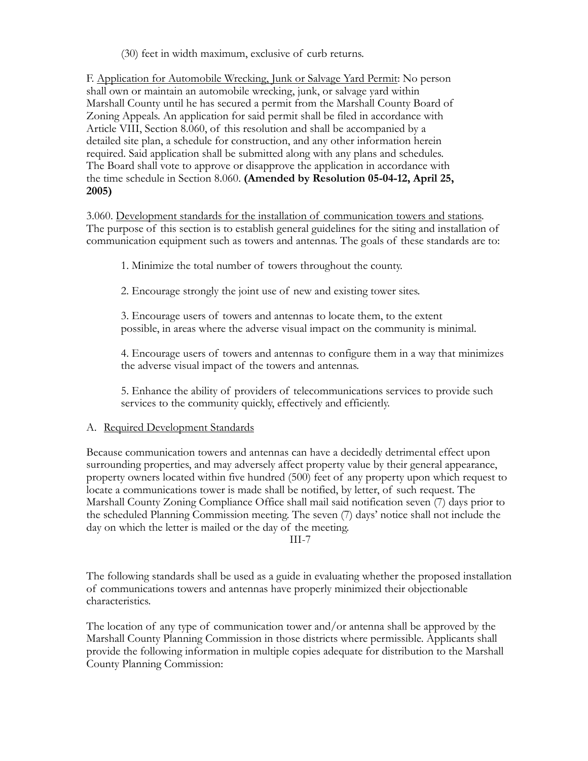(30) feet in width maximum, exclusive of curb returns.

F. Application for Automobile Wrecking, Junk or Salvage Yard Permit: No person shall own or maintain an automobile wrecking, junk, or salvage yard within Marshall County until he has secured a permit from the Marshall County Board of Zoning Appeals. An application for said permit shall be filed in accordance with Article VIII, Section 8.060, of this resolution and shall be accompanied by a detailed site plan, a schedule for construction, and any other information herein required. Said application shall be submitted along with any plans and schedules. The Board shall vote to approve or disapprove the application in accordance with the time schedule in Section 8.060. **(Amended by Resolution 05-04-12, April 25, 2005)**

3.060. Development standards for the installation of communication towers and stations. The purpose of this section is to establish general guidelines for the siting and installation of communication equipment such as towers and antennas. The goals of these standards are to:

1. Minimize the total number of towers throughout the county.

2. Encourage strongly the joint use of new and existing tower sites.

3. Encourage users of towers and antennas to locate them, to the extent possible, in areas where the adverse visual impact on the community is minimal.

4. Encourage users of towers and antennas to configure them in a way that minimizes the adverse visual impact of the towers and antennas.

5. Enhance the ability of providers of telecommunications services to provide such services to the community quickly, effectively and efficiently.

A. Required Development Standards

Because communication towers and antennas can have a decidedly detrimental effect upon surrounding properties, and may adversely affect property value by their general appearance, property owners located within five hundred (500) feet of any property upon which request to locate a communications tower is made shall be notified, by letter, of such request. The Marshall County Zoning Compliance Office shall mail said notification seven (7) days prior to the scheduled Planning Commission meeting. The seven (7) days' notice shall not include the day on which the letter is mailed or the day of the meeting.

The following standards shall be used as a guide in evaluating whether the proposed installation of communications towers and antennas have properly minimized their objectionable characteristics.

The location of any type of communication tower and/or antenna shall be approved by the Marshall County Planning Commission in those districts where permissible. Applicants shall provide the following information in multiple copies adequate for distribution to the Marshall County Planning Commission: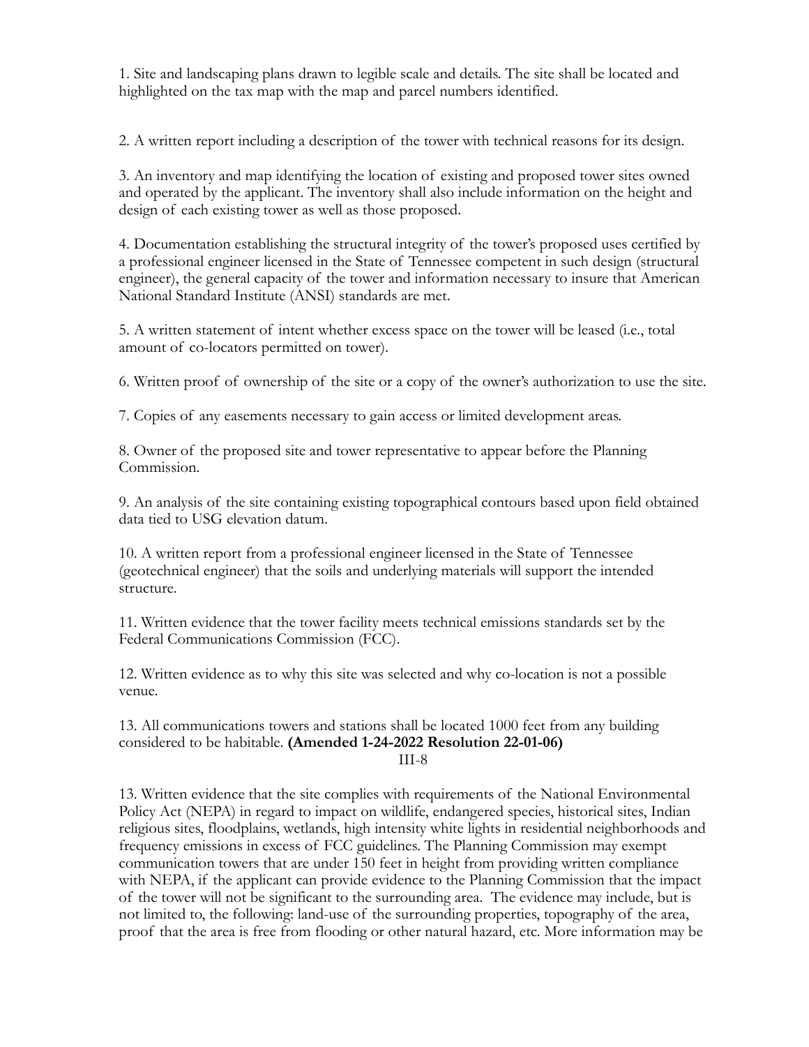1. Site and landscaping plans drawn to legible scale and details. The site shall be located and highlighted on the tax map with the map and parcel numbers identified.

2. A written report including a description of the tower with technical reasons for its design.

3. An inventory and map identifying the location of existing and proposed tower sites owned and operated by the applicant. The inventory shall also include information on the height and design of each existing tower as well as those proposed.

4. Documentation establishing the structural integrity of the tower's proposed uses certified by a professional engineer licensed in the State of Tennessee competent in such design (structural engineer), the general capacity of the tower and information necessary to insure that American National Standard Institute (ANSI) standards are met.

5. A written statement of intent whether excess space on the tower will be leased (i.e., total amount of co-locators permitted on tower).

6. Written proof of ownership of the site or a copy of the owner's authorization to use the site.

7. Copies of any easements necessary to gain access or limited development areas.

8. Owner of the proposed site and tower representative to appear before the Planning Commission.

9. An analysis of the site containing existing topographical contours based upon field obtained data tied to USG elevation datum.

10. A written report from a professional engineer licensed in the State of Tennessee (geotechnical engineer) that the soils and underlying materials will support the intended structure.

11. Written evidence that the tower facility meets technical emissions standards set by the Federal Communications Commission (FCC).

12. Written evidence as to why this site was selected and why co-location is not a possible venue.

13. All communications towers and stations shall be located 1000 feet from any building considered to be habitable. **(Amended 1-24-2022 Resolution 22-01-06)**

13. Written evidence that the site complies with requirements of the National Environmental Policy Act (NEPA) in regard to impact on wildlife, endangered species, historical sites, Indian religious sites, floodplains, wetlands, high intensity white lights in residential neighborhoods and frequency emissions in excess of FCC guidelines. The Planning Commission may exempt communication towers that are under 150 feet in height from providing written compliance with NEPA, if the applicant can provide evidence to the Planning Commission that the impact of the tower will not be significant to the surrounding area. The evidence may include, but is not limited to, the following: land-use of the surrounding properties, topography of the area, proof that the area is free from flooding or other natural hazard, etc. More information may be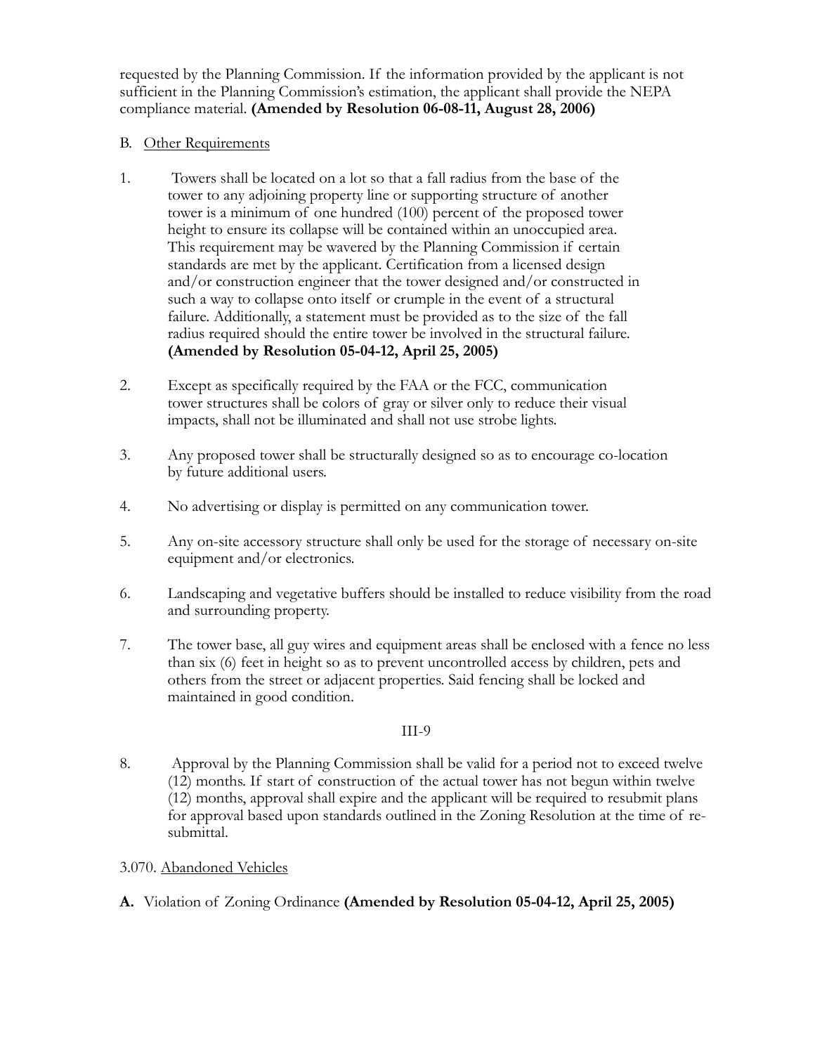requested by the Planning Commission. If the information provided by the applicant is not sufficient in the Planning Commission's estimation, the applicant shall provide the NEPA compliance material. **(Amended by Resolution 06-08-11, August 28, 2006)**

B. Other Requirements

1. Towers shall be located on a lot so that a fall radius from the base of the tower to any adjoining property line or supporting structure of another tower is a minimum of one hundred (100) percent of the proposed tower height to ensure its collapse will be contained within an unoccupied area. This requirement may be wavered by the Planning Commission if certain standards are met by the applicant. Certification from a licensed design and/or construction engineer that the tower designed and/or constructed in such a way to collapse onto itself or crumple in the event of a structural failure. Additionally, a statement must be provided as to the size of the fall radius required should the entire tower be involved in the structural failure. **(Amended by Resolution 05-04-12, April 25, 2005)**

2. Except as specifically required by the FAA or the FCC, communication tower structures shall be colors of gray or silver only to reduce their visual impacts, shall not be illuminated and shall not use strobe lights.

3. Any proposed tower shall be structurally designed so as to encourage co-location by future additional users.

4. No advertising or display is permitted on any communication tower.

5. Any on-site accessory structure shall only be used for the storage of necessary on-site equipment and/or electronics.

6. Landscaping and vegetative buffers should be installed to reduce visibility from the road and surrounding property.

7. The tower base, all guy wires and equipment areas shall be enclosed with a fence no less than six (6) feet in height so as to prevent uncontrolled access by children, pets and others from the street or adjacent properties. Said fencing shall be locked and maintained in good condition.

8. Approval by the Planning Commission shall be valid for a period not to exceed twelve (12) months. If start of construction of the actual tower has not begun within twelve (12) months, approval shall expire and the applicant will be required to resubmit plans for approval based upon standards outlined in the Zoning Resolution at the time of re-submittal.

3.070. Abandoned Vehicles

**A.** Violation of Zoning Ordinance **(Amended by Resolution 05-04-12, April 25, 2005)**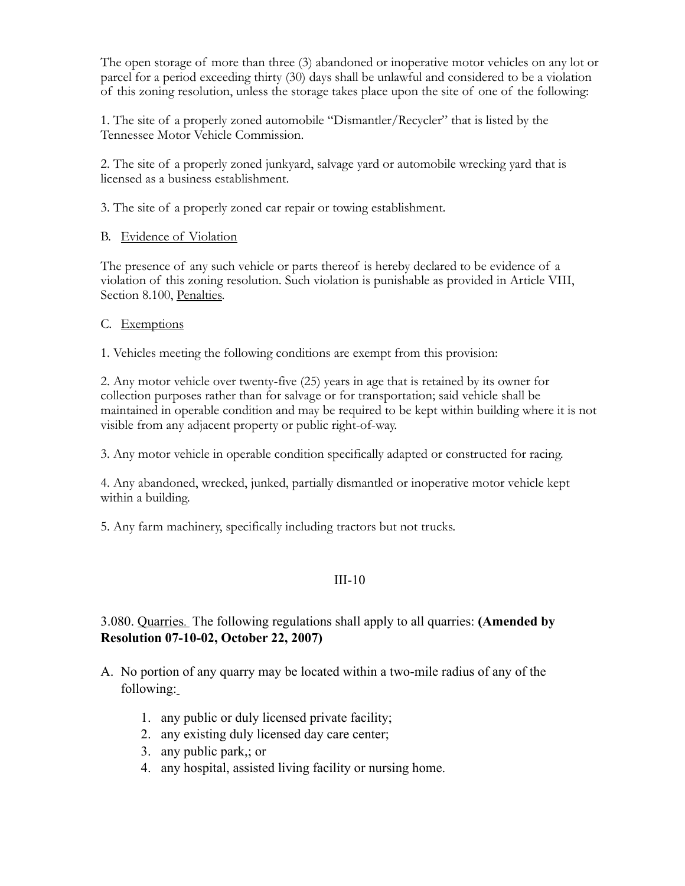The open storage of more than three (3) abandoned or inoperative motor vehicles on any lot or parcel for a period exceeding thirty (30) days shall be unlawful and considered to be a violation of this zoning resolution, unless the storage takes place upon the site of one of the following:

1. The site of a properly zoned automobile "Dismantler/Recycler" that is listed by the Tennessee Motor Vehicle Commission.

2. The site of a properly zoned junkyard, salvage yard or automobile wrecking yard that is licensed as a business establishment.

3. The site of a properly zoned car repair or towing establishment.

B. Evidence of Violation

The presence of any such vehicle or parts thereof is hereby declared to be evidence of a violation of this zoning resolution. Such violation is punishable as provided in Article VIII, Section 8.100, Penalties.

C. Exemptions

1. Vehicles meeting the following conditions are exempt from this provision:

2. Any motor vehicle over twenty-five (25) years in age that is retained by its owner for collection purposes rather than for salvage or for transportation; said vehicle shall be maintained in operable condition and may be required to be kept within building where it is not visible from any adjacent property or public right-of-way.

3. Any motor vehicle in operable condition specifically adapted or constructed for racing.

4. Any abandoned, wrecked, junked, partially dismantled or inoperative motor vehicle kept within a building.

5. Any farm machinery, specifically including tractors but not trucks.

3.080. Quarries. The following regulations shall apply to all quarries: **(Amended by Resolution 07-10-02, October 22, 2007)**

A. No portion of any quarry may be located within a two-mile radius of any of the following:

   1. any public or duly licensed private facility;
   2. any existing duly licensed day care center;
   3. any public park,; or
   4. any hospital, assisted living facility or nursing home.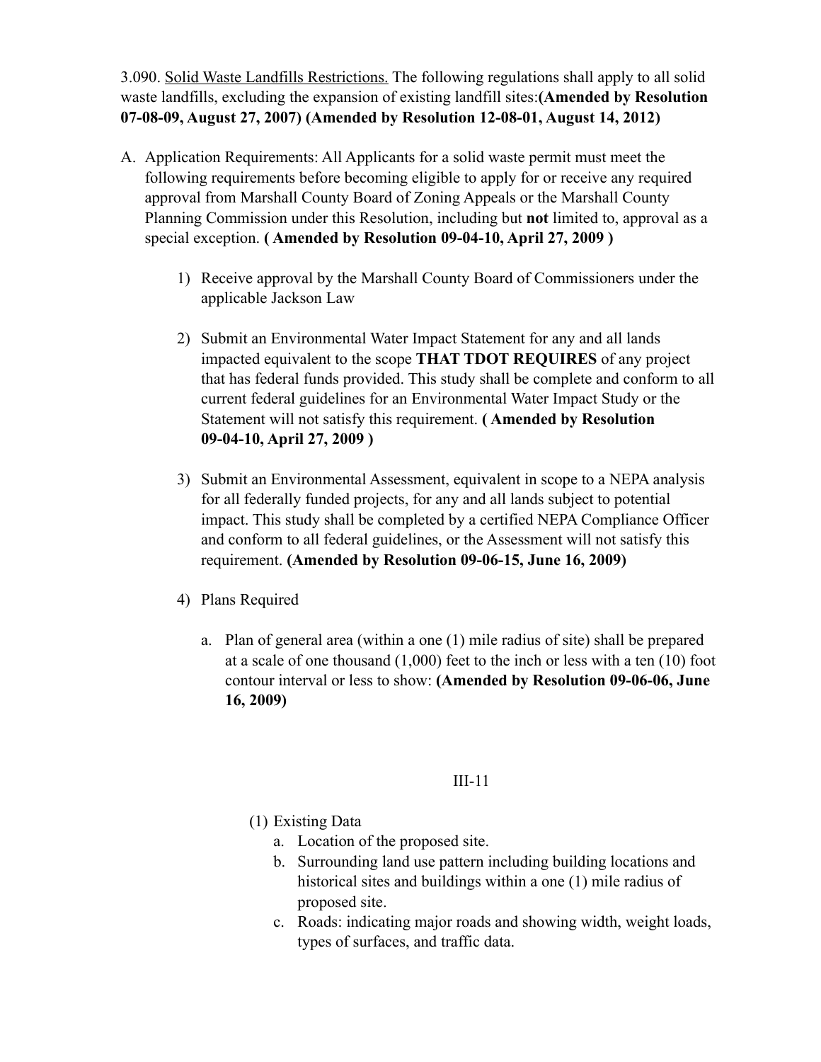3.090. Solid Waste Landfills Restrictions. The following regulations shall apply to all solid waste landfills, excluding the expansion of existing landfill sites:**(Amended by Resolution 07-08-09, August 27, 2007) (Amended by Resolution 12-08-01, August 14, 2012)**

A. Application Requirements: All Applicants for a solid waste permit must meet the following requirements before becoming eligible to apply for or receive any required approval from Marshall County Board of Zoning Appeals or the Marshall County Planning Commission under this Resolution, including but **not** limited to, approval as a special exception. **( Amended by Resolution 09-04-10, April 27, 2009 )**

   1) Receive approval by the Marshall County Board of Commissioners under the applicable Jackson Law

   2) Submit an Environmental Water Impact Statement for any and all lands impacted equivalent to the scope **THAT TDOT REQUIRES** of any project that has federal funds provided. This study shall be complete and conform to all current federal guidelines for an Environmental Water Impact Study or the Statement will not satisfy this requirement. **( Amended by Resolution 09-04-10, April 27, 2009 )**

   3) Submit an Environmental Assessment, equivalent in scope to a NEPA analysis for all federally funded projects, for any and all lands subject to potential impact. This study shall be completed by a certified NEPA Compliance Officer and conform to all federal guidelines, or the Assessment will not satisfy this requirement. **(Amended by Resolution 09-06-15, June 16, 2009)**

   4) Plans Required

      a. Plan of general area (within a one (1) mile radius of site) shall be prepared at a scale of one thousand (1,000) feet to the inch or less with a ten (10) foot contour interval or less to show: **(Amended by Resolution 09-06-06, June 16, 2009)**

         (1) Existing Data
            a. Location of the proposed site.
            b. Surrounding land use pattern including building locations and historical sites and buildings within a one (1) mile radius of proposed site.
            c. Roads: indicating major roads and showing width, weight loads, types of surfaces, and traffic data.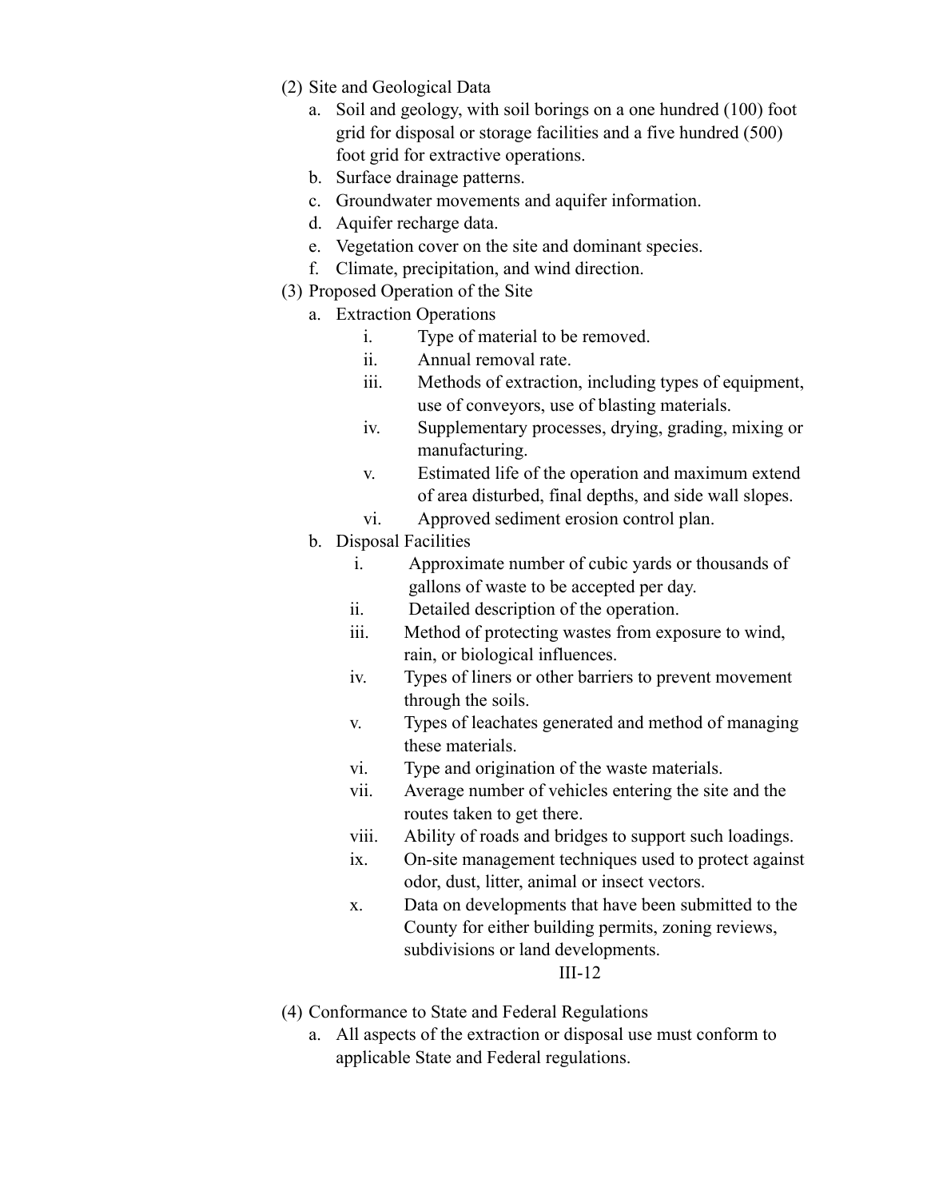(2) Site and Geological Data

   a. Soil and geology, with soil borings on a one hundred (100) foot grid for disposal or storage facilities and a five hundred (500) foot grid for extractive operations.
   b. Surface drainage patterns.
   c. Groundwater movements and aquifer information.
   d. Aquifer recharge data.
   e. Vegetation cover on the site and dominant species.
   f. Climate, precipitation, and wind direction.

(3) Proposed Operation of the Site

   a. Extraction Operations
      i. Type of material to be removed.
      ii. Annual removal rate.
      iii. Methods of extraction, including types of equipment, use of conveyors, use of blasting materials.
      iv. Supplementary processes, drying, grading, mixing or manufacturing.
      v. Estimated life of the operation and maximum extend of area disturbed, final depths, and side wall slopes.
      vi. Approved sediment erosion control plan.
   b. Disposal Facilities
      i. Approximate number of cubic yards or thousands of gallons of waste to be accepted per day.
      ii. Detailed description of the operation.
      iii. Method of protecting wastes from exposure to wind, rain, or biological influences.
      iv. Types of liners or other barriers to prevent movement through the soils.
      v. Types of leachates generated and method of managing these materials.
      vi. Type and origination of the waste materials.
      vii. Average number of vehicles entering the site and the routes taken to get there.
      viii. Ability of roads and bridges to support such loadings.
      ix. On-site management techniques used to protect against odor, dust, litter, animal or insect vectors.
      x. Data on developments that have been submitted to the County for either building permits, zoning reviews, subdivisions or land developments.

(4) Conformance to State and Federal Regulations

   a. All aspects of the extraction or disposal use must conform to applicable State and Federal regulations.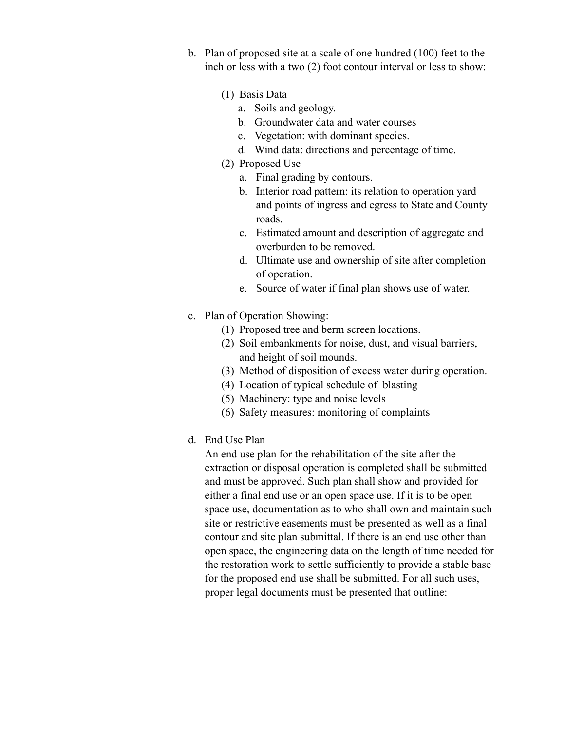b. Plan of proposed site at a scale of one hundred (100) feet to the inch or less with a two (2) foot contour interval or less to show:

    (1) Basis Data
        a. Soils and geology.
        b. Groundwater data and water courses
        c. Vegetation: with dominant species.
        d. Wind data: directions and percentage of time.

    (2) Proposed Use
        a. Final grading by contours.
        b. Interior road pattern: its relation to operation yard and points of ingress and egress to State and County roads.
        c. Estimated amount and description of aggregate and overburden to be removed.
        d. Ultimate use and ownership of site after completion of operation.
        e. Source of water if final plan shows use of water.

c. Plan of Operation Showing:
    (1) Proposed tree and berm screen locations.
    (2) Soil embankments for noise, dust, and visual barriers, and height of soil mounds.
    (3) Method of disposition of excess water during operation.
    (4) Location of typical schedule of blasting
    (5) Machinery: type and noise levels
    (6) Safety measures: monitoring of complaints

d. End Use Plan

    An end use plan for the rehabilitation of the site after the extraction or disposal operation is completed shall be submitted and must be approved. Such plan shall show and provided for either a final end use or an open space use. If it is to be open space use, documentation as to who shall own and maintain such site or restrictive easements must be presented as well as a final contour and site plan submittal. If there is an end use other than open space, the engineering data on the length of time needed for the restoration work to settle sufficiently to provide a stable base for the proposed end use shall be submitted. For all such uses, proper legal documents must be presented that outline: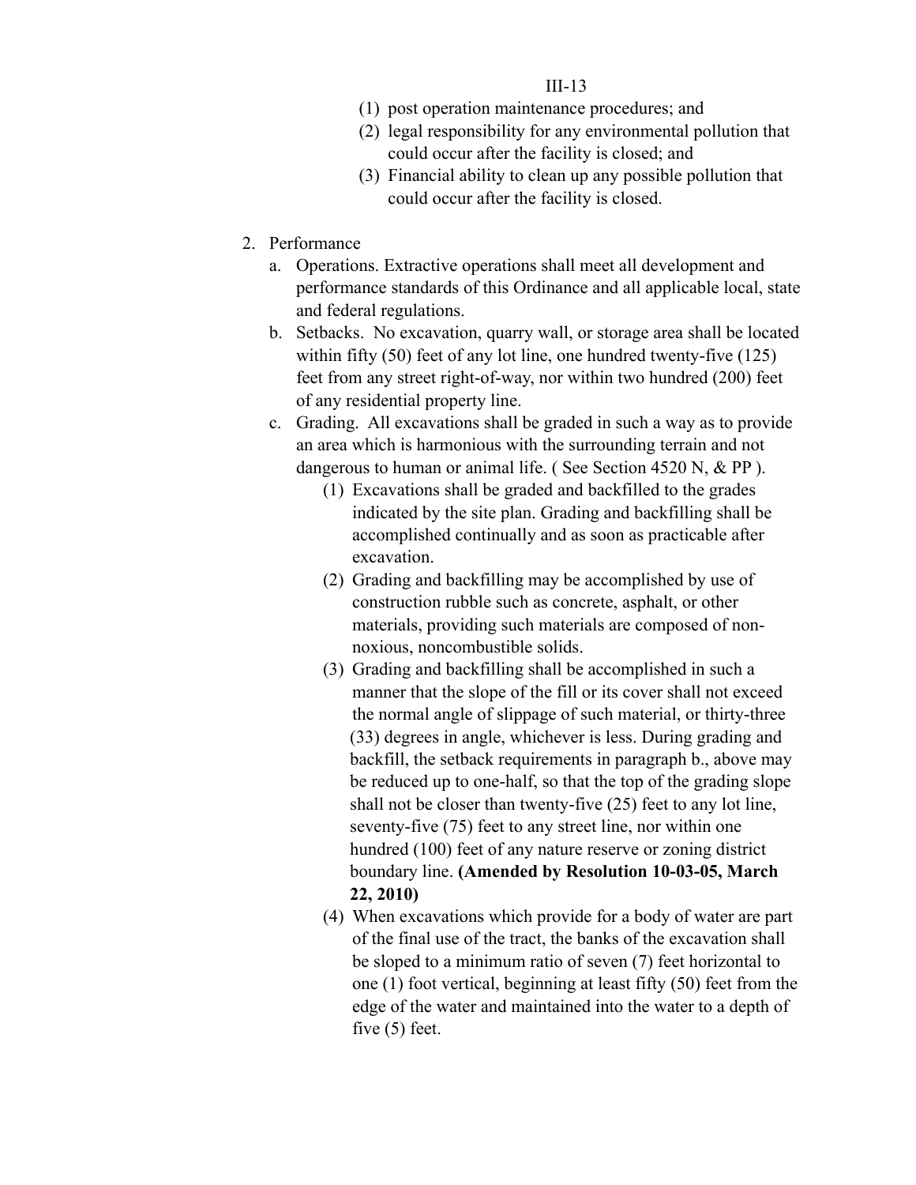(1) post operation maintenance procedures; and
(2) legal responsibility for any environmental pollution that could occur after the facility is closed; and
(3) Financial ability to clean up any possible pollution that could occur after the facility is closed.

2. Performance
   a. Operations. Extractive operations shall meet all development and performance standards of this Ordinance and all applicable local, state and federal regulations.
   b. Setbacks. No excavation, quarry wall, or storage area shall be located within fifty (50) feet of any lot line, one hundred twenty-five (125) feet from any street right-of-way, nor within two hundred (200) feet of any residential property line.
   c. Grading. All excavations shall be graded in such a way as to provide an area which is harmonious with the surrounding terrain and not dangerous to human or animal life. ( See Section 4520 N, & PP ).
      (1) Excavations shall be graded and backfilled to the grades indicated by the site plan. Grading and backfilling shall be accomplished continually and as soon as practicable after excavation.
      (2) Grading and backfilling may be accomplished by use of construction rubble such as concrete, asphalt, or other materials, providing such materials are composed of non-noxious, noncombustible solids.
      (3) Grading and backfilling shall be accomplished in such a manner that the slope of the fill or its cover shall not exceed the normal angle of slippage of such material, or thirty-three (33) degrees in angle, whichever is less. During grading and backfill, the setback requirements in paragraph b., above may be reduced up to one-half, so that the top of the grading slope shall not be closer than twenty-five (25) feet to any lot line, seventy-five (75) feet to any street line, nor within one hundred (100) feet of any nature reserve or zoning district boundary line. **(Amended by Resolution 10-03-05, March 22, 2010)**
      (4) When excavations which provide for a body of water are part of the final use of the tract, the banks of the excavation shall be sloped to a minimum ratio of seven (7) feet horizontal to one (1) foot vertical, beginning at least fifty (50) feet from the edge of the water and maintained into the water to a depth of five (5) feet.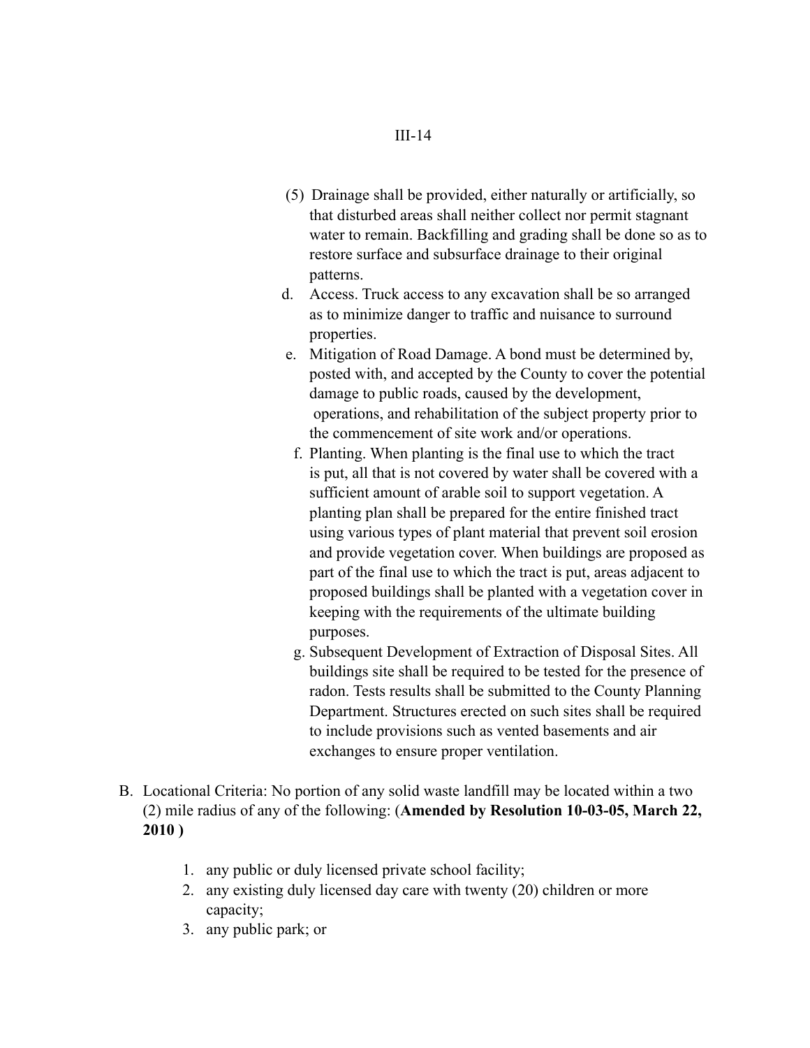(5) Drainage shall be provided, either naturally or artificially, so that disturbed areas shall neither collect nor permit stagnant water to remain. Backfilling and grading shall be done so as to restore surface and subsurface drainage to their original patterns.

d. Access. Truck access to any excavation shall be so arranged as to minimize danger to traffic and nuisance to surround properties.

e. Mitigation of Road Damage. A bond must be determined by, posted with, and accepted by the County to cover the potential damage to public roads, caused by the development, operations, and rehabilitation of the subject property prior to the commencement of site work and/or operations.

f. Planting. When planting is the final use to which the tract is put, all that is not covered by water shall be covered with a sufficient amount of arable soil to support vegetation. A planting plan shall be prepared for the entire finished tract using various types of plant material that prevent soil erosion and provide vegetation cover. When buildings are proposed as part of the final use to which the tract is put, areas adjacent to proposed buildings shall be planted with a vegetation cover in keeping with the requirements of the ultimate building purposes.

g. Subsequent Development of Extraction of Disposal Sites. All buildings site shall be required to be tested for the presence of radon. Tests results shall be submitted to the County Planning Department. Structures erected on such sites shall be required to include provisions such as vented basements and air exchanges to ensure proper ventilation.

B. Locational Criteria: No portion of any solid waste landfill may be located within a two (2) mile radius of any of the following: (**Amended by Resolution 10-03-05, March 22, 2010 )**

1. any public or duly licensed private school facility;
2. any existing duly licensed day care with twenty (20) children or more capacity;
3. any public park; or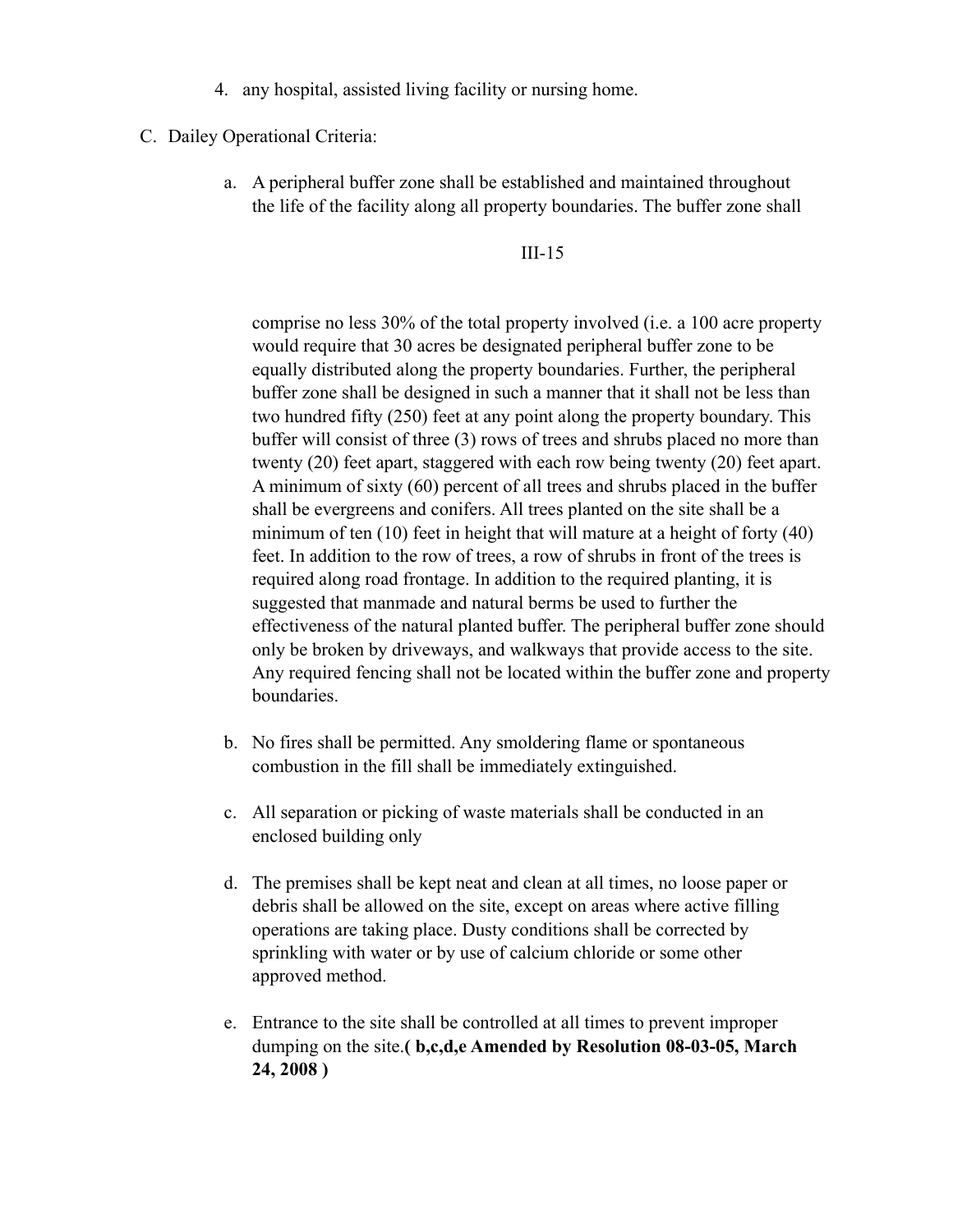4. any hospital, assisted living facility or nursing home.

C. Dailey Operational Criteria:

a. A peripheral buffer zone shall be established and maintained throughout the life of the facility along all property boundaries. The buffer zone shall comprise no less 30% of the total property involved (i.e. a 100 acre property would require that 30 acres be designated peripheral buffer zone to be equally distributed along the property boundaries. Further, the peripheral buffer zone shall be designed in such a manner that it shall not be less than two hundred fifty (250) feet at any point along the property boundary. This buffer will consist of three (3) rows of trees and shrubs placed no more than twenty (20) feet apart, staggered with each row being twenty (20) feet apart. A minimum of sixty (60) percent of all trees and shrubs placed in the buffer shall be evergreens and conifers. All trees planted on the site shall be a minimum of ten (10) feet in height that will mature at a height of forty (40) feet. In addition to the row of trees, a row of shrubs in front of the trees is required along road frontage. In addition to the required planting, it is suggested that manmade and natural berms be used to further the effectiveness of the natural planted buffer. The peripheral buffer zone should only be broken by driveways, and walkways that provide access to the site. Any required fencing shall not be located within the buffer zone and property boundaries.

b. No fires shall be permitted. Any smoldering flame or spontaneous combustion in the fill shall be immediately extinguished.

c. All separation or picking of waste materials shall be conducted in an enclosed building only

d. The premises shall be kept neat and clean at all times, no loose paper or debris shall be allowed on the site, except on areas where active filling operations are taking place. Dusty conditions shall be corrected by sprinkling with water or by use of calcium chloride or some other approved method.

e. Entrance to the site shall be controlled at all times to prevent improper dumping on the site.**( b,c,d,e Amended by Resolution 08-03-05, March 24, 2008 )**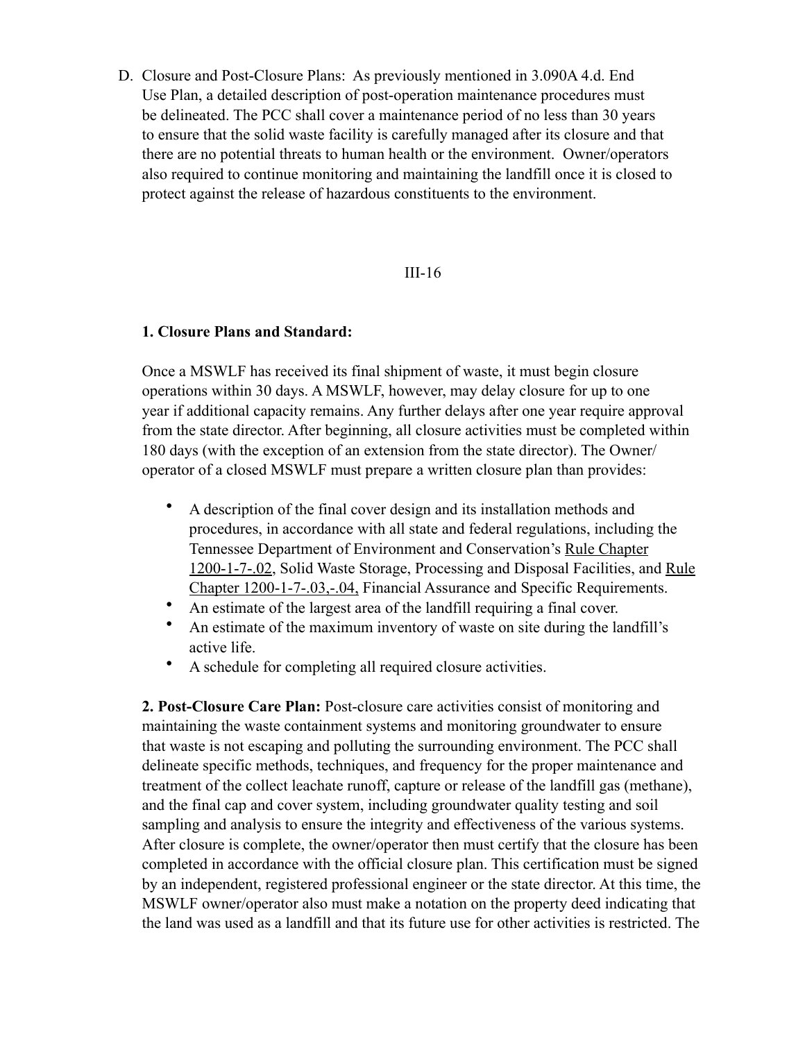D. Closure and Post-Closure Plans: As previously mentioned in 3.090A 4.d. End Use Plan, a detailed description of post-operation maintenance procedures must be delineated. The PCC shall cover a maintenance period of no less than 30 years to ensure that the solid waste facility is carefully managed after its closure and that there are no potential threats to human health or the environment. Owner/operators also required to continue monitoring and maintaining the landfill once it is closed to protect against the release of hazardous constituents to the environment.

**1. Closure Plans and Standard:**

Once a MSWLF has received its final shipment of waste, it must begin closure operations within 30 days. A MSWLF, however, may delay closure for up to one year if additional capacity remains. Any further delays after one year require approval from the state director. After beginning, all closure activities must be completed within 180 days (with the exception of an extension from the state director). The Owner/operator of a closed MSWLF must prepare a written closure plan than provides:

- A description of the final cover design and its installation methods and procedures, in accordance with all state and federal regulations, including the Tennessee Department of Environment and Conservation's Rule Chapter 1200-1-7-.02, Solid Waste Storage, Processing and Disposal Facilities, and Rule Chapter 1200-1-7-.03,-.04, Financial Assurance and Specific Requirements.
- An estimate of the largest area of the landfill requiring a final cover.
- An estimate of the maximum inventory of waste on site during the landfill's active life.
- A schedule for completing all required closure activities.

**2. Post-Closure Care Plan:** Post-closure care activities consist of monitoring and maintaining the waste containment systems and monitoring groundwater to ensure that waste is not escaping and polluting the surrounding environment. The PCC shall delineate specific methods, techniques, and frequency for the proper maintenance and treatment of the collect leachate runoff, capture or release of the landfill gas (methane), and the final cap and cover system, including groundwater quality testing and soil sampling and analysis to ensure the integrity and effectiveness of the various systems. After closure is complete, the owner/operator then must certify that the closure has been completed in accordance with the official closure plan. This certification must be signed by an independent, registered professional engineer or the state director. At this time, the MSWLF owner/operator also must make a notation on the property deed indicating that the land was used as a landfill and that its future use for other activities is restricted. The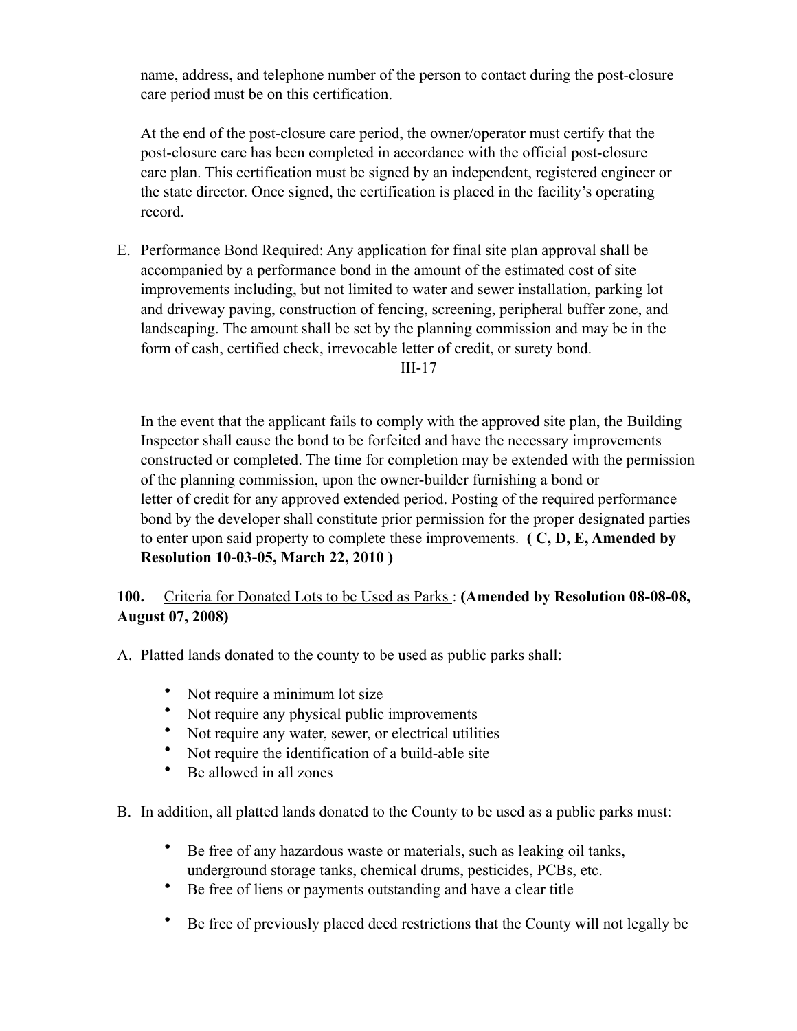name, address, and telephone number of the person to contact during the post-closure care period must be on this certification.

At the end of the post-closure care period, the owner/operator must certify that the post-closure care has been completed in accordance with the official post-closure care plan. This certification must be signed by an independent, registered engineer or the state director. Once signed, the certification is placed in the facility's operating record.

E. Performance Bond Required: Any application for final site plan approval shall be accompanied by a performance bond in the amount of the estimated cost of site improvements including, but not limited to water and sewer installation, parking lot and driveway paving, construction of fencing, screening, peripheral buffer zone, and landscaping. The amount shall be set by the planning commission and may be in the form of cash, certified check, irrevocable letter of credit, or surety bond.

In the event that the applicant fails to comply with the approved site plan, the Building Inspector shall cause the bond to be forfeited and have the necessary improvements constructed or completed. The time for completion may be extended with the permission of the planning commission, upon the owner-builder furnishing a bond or letter of credit for any approved extended period. Posting of the required performance bond by the developer shall constitute prior permission for the proper designated parties to enter upon said property to complete these improvements. **( C, D, E, Amended by Resolution 10-03-05, March 22, 2010 )**

**100.** Criteria for Donated Lots to be Used as Parks : **(Amended by Resolution 08-08-08, August 07, 2008)**

A. Platted lands donated to the county to be used as public parks shall:

- Not require a minimum lot size
- Not require any physical public improvements
- Not require any water, sewer, or electrical utilities
- Not require the identification of a build-able site
- Be allowed in all zones

B. In addition, all platted lands donated to the County to be used as a public parks must:

- Be free of any hazardous waste or materials, such as leaking oil tanks, underground storage tanks, chemical drums, pesticides, PCBs, etc.
- Be free of liens or payments outstanding and have a clear title
- Be free of previously placed deed restrictions that the County will not legally be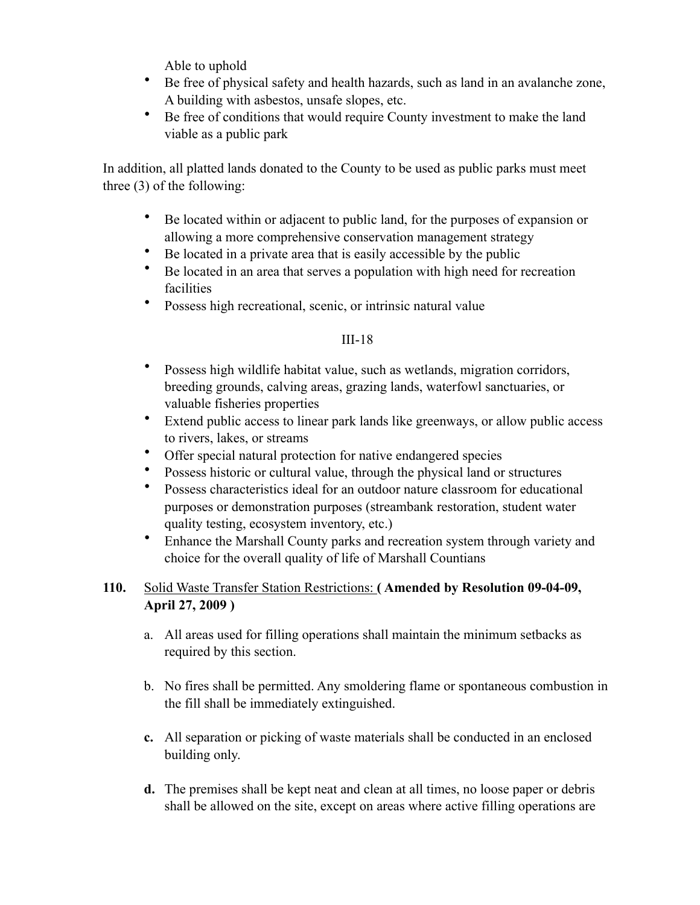Able to uphold

- Be free of physical safety and health hazards, such as land in an avalanche zone, A building with asbestos, unsafe slopes, etc.
- Be free of conditions that would require County investment to make the land viable as a public park

In addition, all platted lands donated to the County to be used as public parks must meet three (3) of the following:

- Be located within or adjacent to public land, for the purposes of expansion or allowing a more comprehensive conservation management strategy
- Be located in a private area that is easily accessible by the public
- Be located in an area that serves a population with high need for recreation facilities
- Possess high recreational, scenic, or intrinsic natural value
- Possess high wildlife habitat value, such as wetlands, migration corridors, breeding grounds, calving areas, grazing lands, waterfowl sanctuaries, or valuable fisheries properties
- Extend public access to linear park lands like greenways, or allow public access to rivers, lakes, or streams
- Offer special natural protection for native endangered species
- Possess historic or cultural value, through the physical land or structures
- Possess characteristics ideal for an outdoor nature classroom for educational purposes or demonstration purposes (streambank restoration, student water quality testing, ecosystem inventory, etc.)
- Enhance the Marshall County parks and recreation system through variety and choice for the overall quality of life of Marshall Countians

**110.** Solid Waste Transfer Station Restrictions: **( Amended by Resolution 09-04-09, April 27, 2009 )**

a. All areas used for filling operations shall maintain the minimum setbacks as required by this section.

b. No fires shall be permitted. Any smoldering flame or spontaneous combustion in the fill shall be immediately extinguished.

**c.** All separation or picking of waste materials shall be conducted in an enclosed building only.

**d.** The premises shall be kept neat and clean at all times, no loose paper or debris shall be allowed on the site, except on areas where active filling operations are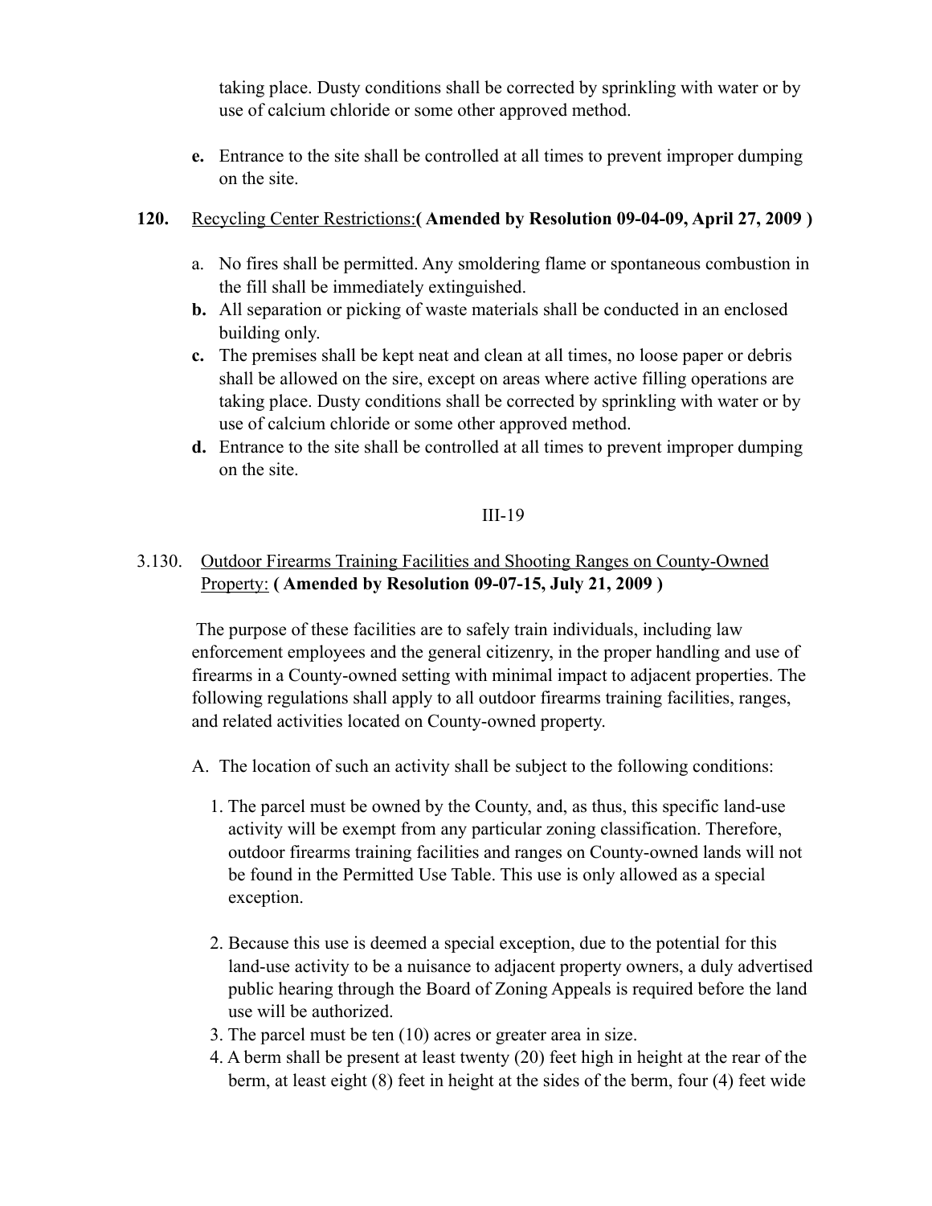taking place. Dusty conditions shall be corrected by sprinkling with water or by use of calcium chloride or some other approved method.

**e.** Entrance to the site shall be controlled at all times to prevent improper dumping on the site.

**120.** <u>Recycling Center Restrictions:</u>**( Amended by Resolution 09-04-09, April 27, 2009 )**

a. No fires shall be permitted. Any smoldering flame or spontaneous combustion in the fill shall be immediately extinguished.

**b.** All separation or picking of waste materials shall be conducted in an enclosed building only.

**c.** The premises shall be kept neat and clean at all times, no loose paper or debris shall be allowed on the sire, except on areas where active filling operations are taking place. Dusty conditions shall be corrected by sprinkling with water or by use of calcium chloride or some other approved method.

**d.** Entrance to the site shall be controlled at all times to prevent improper dumping on the site.

III-19

3.130. <u>Outdoor Firearms Training Facilities and Shooting Ranges on County-Owned Property:</u> **( Amended by Resolution 09-07-15, July 21, 2009 )**

The purpose of these facilities are to safely train individuals, including law enforcement employees and the general citizenry, in the proper handling and use of firearms in a County-owned setting with minimal impact to adjacent properties. The following regulations shall apply to all outdoor firearms training facilities, ranges, and related activities located on County-owned property.

A. The location of such an activity shall be subject to the following conditions:

1. The parcel must be owned by the County, and, as thus, this specific land-use activity will be exempt from any particular zoning classification. Therefore, outdoor firearms training facilities and ranges on County-owned lands will not be found in the Permitted Use Table. This use is only allowed as a special exception.
2. Because this use is deemed a special exception, due to the potential for this land-use activity to be a nuisance to adjacent property owners, a duly advertised public hearing through the Board of Zoning Appeals is required before the land use will be authorized.
3. The parcel must be ten (10) acres or greater area in size.
4. A berm shall be present at least twenty (20) feet high in height at the rear of the berm, at least eight (8) feet in height at the sides of the berm, four (4) feet wide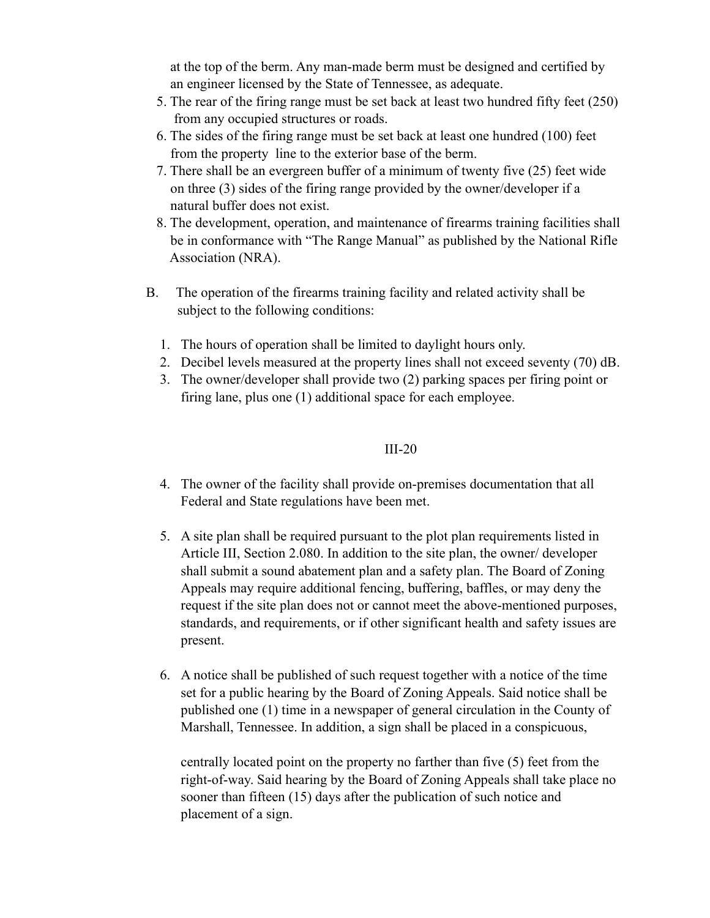at the top of the berm. Any man-made berm must be designed and certified by an engineer licensed by the State of Tennessee, as adequate.

5. The rear of the firing range must be set back at least two hundred fifty feet (250) from any occupied structures or roads.
6. The sides of the firing range must be set back at least one hundred (100) feet from the property line to the exterior base of the berm.
7. There shall be an evergreen buffer of a minimum of twenty five (25) feet wide on three (3) sides of the firing range provided by the owner/developer if a natural buffer does not exist.
8. The development, operation, and maintenance of firearms training facilities shall be in conformance with "The Range Manual" as published by the National Rifle Association (NRA).

B. The operation of the firearms training facility and related activity shall be subject to the following conditions:

1. The hours of operation shall be limited to daylight hours only.
2. Decibel levels measured at the property lines shall not exceed seventy (70) dB.
3. The owner/developer shall provide two (2) parking spaces per firing point or firing lane, plus one (1) additional space for each employee.
4. The owner of the facility shall provide on-premises documentation that all Federal and State regulations have been met.
5. A site plan shall be required pursuant to the plot plan requirements listed in Article III, Section 2.080. In addition to the site plan, the owner/ developer shall submit a sound abatement plan and a safety plan. The Board of Zoning Appeals may require additional fencing, buffering, baffles, or may deny the request if the site plan does not or cannot meet the above-mentioned purposes, standards, and requirements, or if other significant health and safety issues are present.
6. A notice shall be published of such request together with a notice of the time set for a public hearing by the Board of Zoning Appeals. Said notice shall be published one (1) time in a newspaper of general circulation in the County of Marshall, Tennessee. In addition, a sign shall be placed in a conspicuous, centrally located point on the property no farther than five (5) feet from the right-of-way. Said hearing by the Board of Zoning Appeals shall take place no sooner than fifteen (15) days after the publication of such notice and placement of a sign.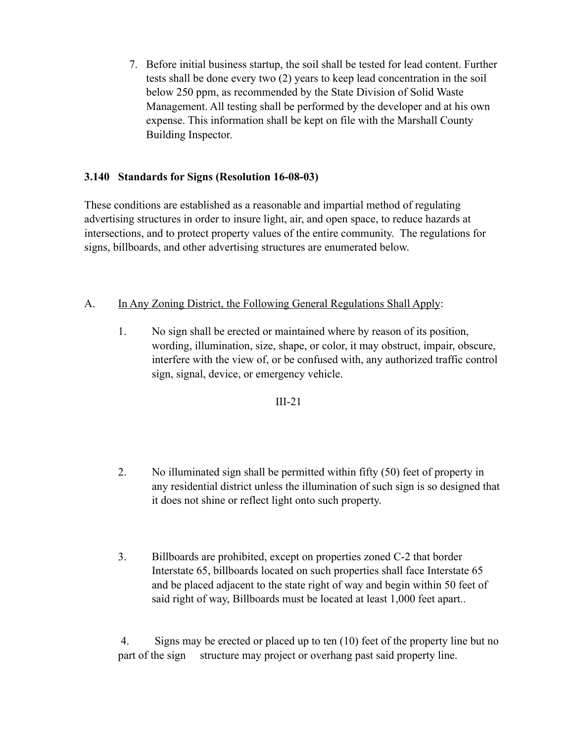7. Before initial business startup, the soil shall be tested for lead content. Further tests shall be done every two (2) years to keep lead concentration in the soil below 250 ppm, as recommended by the State Division of Solid Waste Management. All testing shall be performed by the developer and at his own expense. This information shall be kept on file with the Marshall County Building Inspector.

### 3.140 Standards for Signs (Resolution 16-08-03)

These conditions are established as a reasonable and impartial method of regulating advertising structures in order to insure light, air, and open space, to reduce hazards at intersections, and to protect property values of the entire community. The regulations for signs, billboards, and other advertising structures are enumerated below.

A. In Any Zoning District, the Following General Regulations Shall Apply:

1. No sign shall be erected or maintained where by reason of its position, wording, illumination, size, shape, or color, it may obstruct, impair, obscure, interfere with the view of, or be confused with, any authorized traffic control sign, signal, device, or emergency vehicle.

2. No illuminated sign shall be permitted within fifty (50) feet of property in any residential district unless the illumination of such sign is so designed that it does not shine or reflect light onto such property.

3. Billboards are prohibited, except on properties zoned C-2 that border Interstate 65, billboards located on such properties shall face Interstate 65 and be placed adjacent to the state right of way and begin within 50 feet of said right of way, Billboards must be located at least 1,000 feet apart..

4. Signs may be erected or placed up to ten (10) feet of the property line but no part of the sign structure may project or overhang past said property line.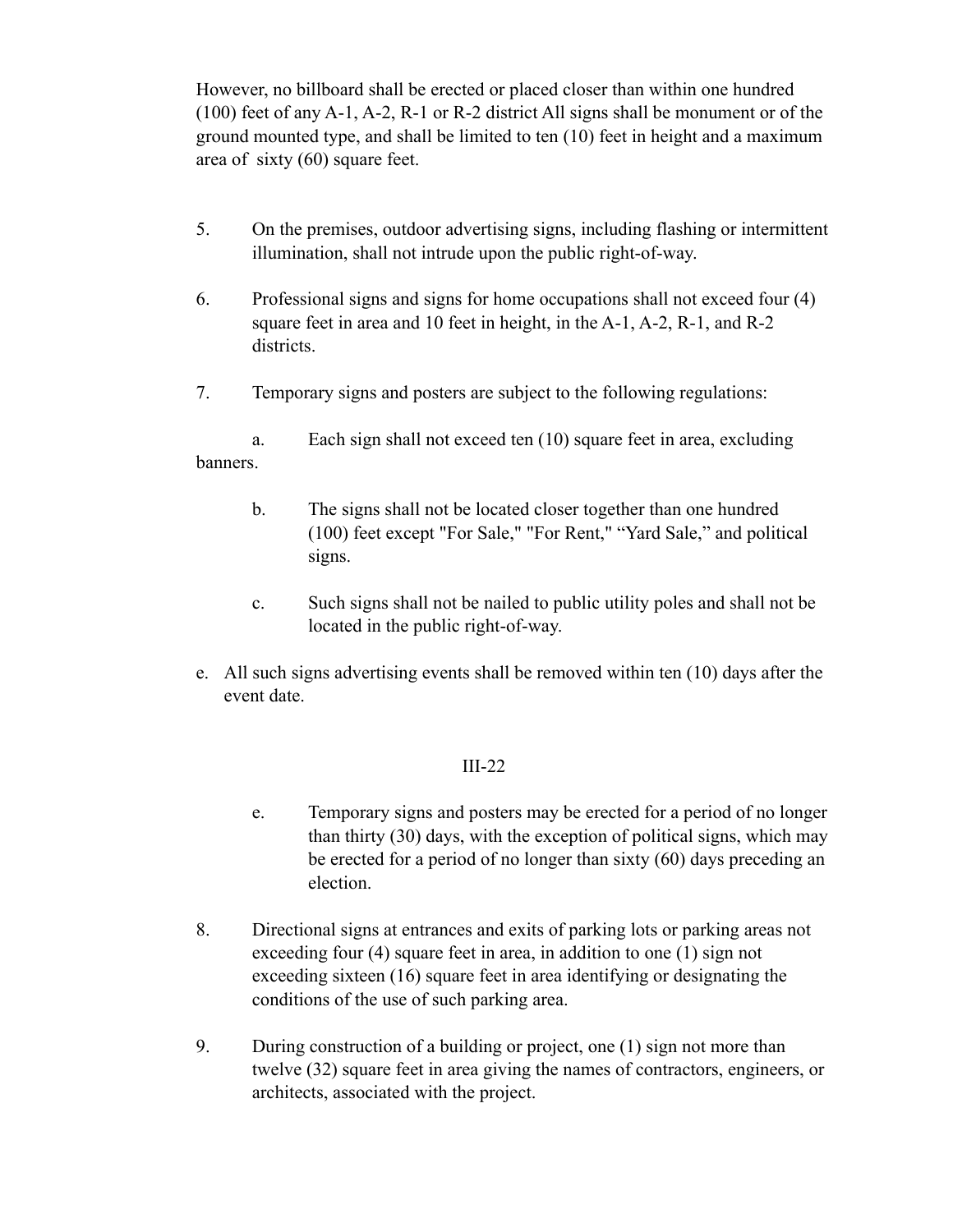However, no billboard shall be erected or placed closer than within one hundred (100) feet of any A-1, A-2, R-1 or R-2 district All signs shall be monument or of the ground mounted type, and shall be limited to ten (10) feet in height and a maximum area of sixty (60) square feet.

5. On the premises, outdoor advertising signs, including flashing or intermittent illumination, shall not intrude upon the public right-of-way.

6. Professional signs and signs for home occupations shall not exceed four (4) square feet in area and 10 feet in height, in the A-1, A-2, R-1, and R-2 districts.

7. Temporary signs and posters are subject to the following regulations:

   a. Each sign shall not exceed ten (10) square feet in area, excluding banners.

   b. The signs shall not be located closer together than one hundred (100) feet except "For Sale," "For Rent," “Yard Sale,” and political signs.

   c. Such signs shall not be nailed to public utility poles and shall not be located in the public right-of-way.

e. All such signs advertising events shall be removed within ten (10) days after the event date.

III-22

   e. Temporary signs and posters may be erected for a period of no longer than thirty (30) days, with the exception of political signs, which may be erected for a period of no longer than sixty (60) days preceding an election.

8. Directional signs at entrances and exits of parking lots or parking areas not exceeding four (4) square feet in area, in addition to one (1) sign not exceeding sixteen (16) square feet in area identifying or designating the conditions of the use of such parking area.

9. During construction of a building or project, one (1) sign not more than twelve (32) square feet in area giving the names of contractors, engineers, or architects, associated with the project.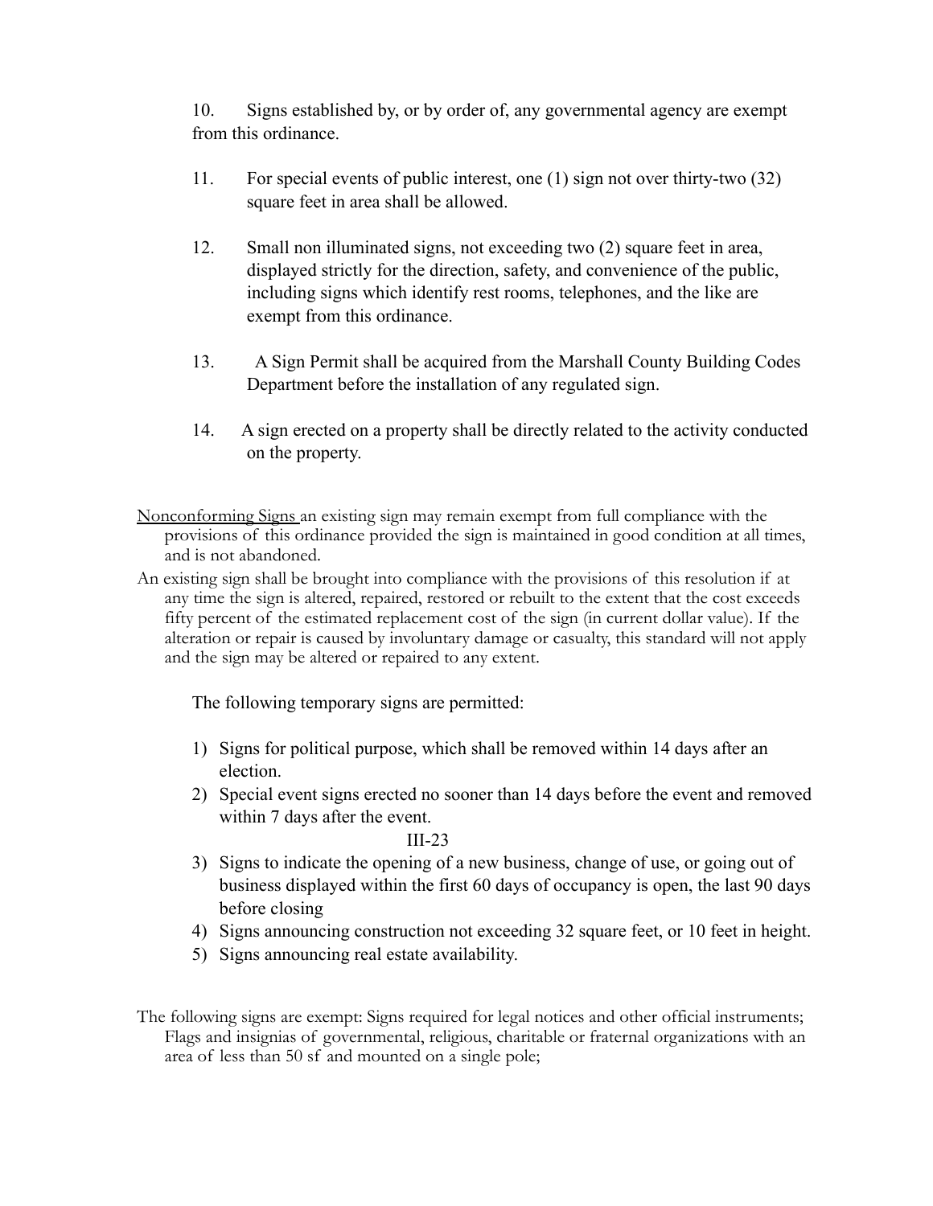10. Signs established by, or by order of, any governmental agency are exempt from this ordinance.

11. For special events of public interest, one (1) sign not over thirty-two (32) square feet in area shall be allowed.

12. Small non illuminated signs, not exceeding two (2) square feet in area, displayed strictly for the direction, safety, and convenience of the public, including signs which identify rest rooms, telephones, and the like are exempt from this ordinance.

13. A Sign Permit shall be acquired from the Marshall County Building Codes Department before the installation of any regulated sign.

14. A sign erected on a property shall be directly related to the activity conducted on the property.

<u>Nonconforming Signs</u> an existing sign may remain exempt from full compliance with the provisions of this ordinance provided the sign is maintained in good condition at all times, and is not abandoned.

An existing sign shall be brought into compliance with the provisions of this resolution if at any time the sign is altered, repaired, restored or rebuilt to the extent that the cost exceeds fifty percent of the estimated replacement cost of the sign (in current dollar value). If the alteration or repair is caused by involuntary damage or casualty, this standard will not apply and the sign may be altered or repaired to any extent.

The following temporary signs are permitted:

1) Signs for political purpose, which shall be removed within 14 days after an election.
2) Special event signs erected no sooner than 14 days before the event and removed within 7 days after the event.
3) Signs to indicate the opening of a new business, change of use, or going out of business displayed within the first 60 days of occupancy is open, the last 90 days before closing
4) Signs announcing construction not exceeding 32 square feet, or 10 feet in height.
5) Signs announcing real estate availability.

The following signs are exempt: Signs required for legal notices and other official instruments; Flags and insignias of governmental, religious, charitable or fraternal organizations with an area of less than 50 sf and mounted on a single pole;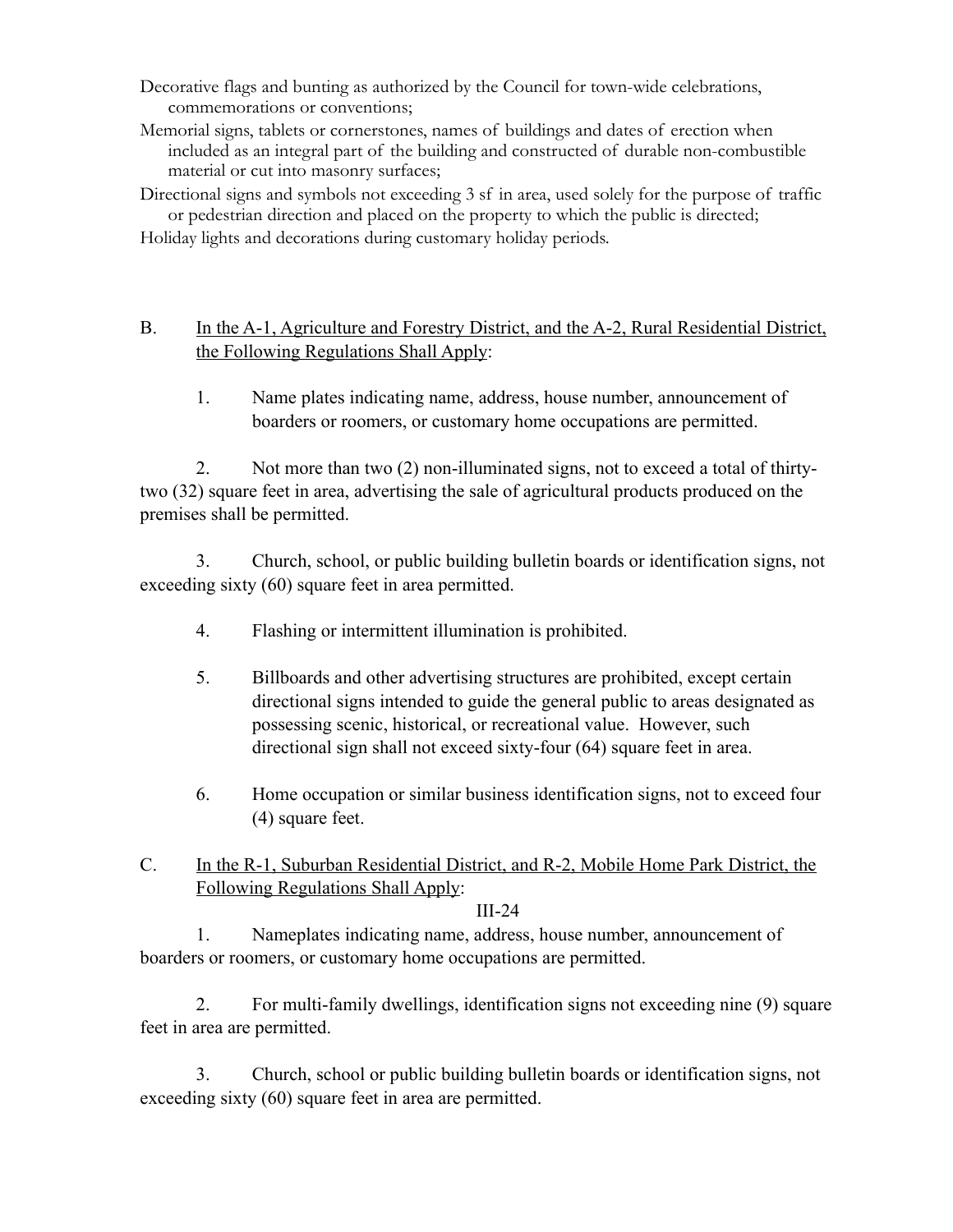Decorative flags and bunting as authorized by the Council for town-wide celebrations, commemorations or conventions;

Memorial signs, tablets or cornerstones, names of buildings and dates of erection when included as an integral part of the building and constructed of durable non-combustible material or cut into masonry surfaces;

Directional signs and symbols not exceeding 3 sf in area, used solely for the purpose of traffic or pedestrian direction and placed on the property to which the public is directed;

Holiday lights and decorations during customary holiday periods.

B. <u>In the A-1, Agriculture and Forestry District, and the A-2, Rural Residential District, the Following Regulations Shall Apply</u>:

1. Name plates indicating name, address, house number, announcement of boarders or roomers, or customary home occupations are permitted.

2. Not more than two (2) non-illuminated signs, not to exceed a total of thirty-two (32) square feet in area, advertising the sale of agricultural products produced on the premises shall be permitted.

3. Church, school, or public building bulletin boards or identification signs, not exceeding sixty (60) square feet in area permitted.

4. Flashing or intermittent illumination is prohibited.

5. Billboards and other advertising structures are prohibited, except certain directional signs intended to guide the general public to areas designated as possessing scenic, historical, or recreational value. However, such directional sign shall not exceed sixty-four (64) square feet in area.

6. Home occupation or similar business identification signs, not to exceed four (4) square feet.

C. <u>In the R-1, Suburban Residential District, and R-2, Mobile Home Park District, the Following Regulations Shall Apply</u>:

1. Nameplates indicating name, address, house number, announcement of boarders or roomers, or customary home occupations are permitted.

2. For multi-family dwellings, identification signs not exceeding nine (9) square feet in area are permitted.

3. Church, school or public building bulletin boards or identification signs, not exceeding sixty (60) square feet in area are permitted.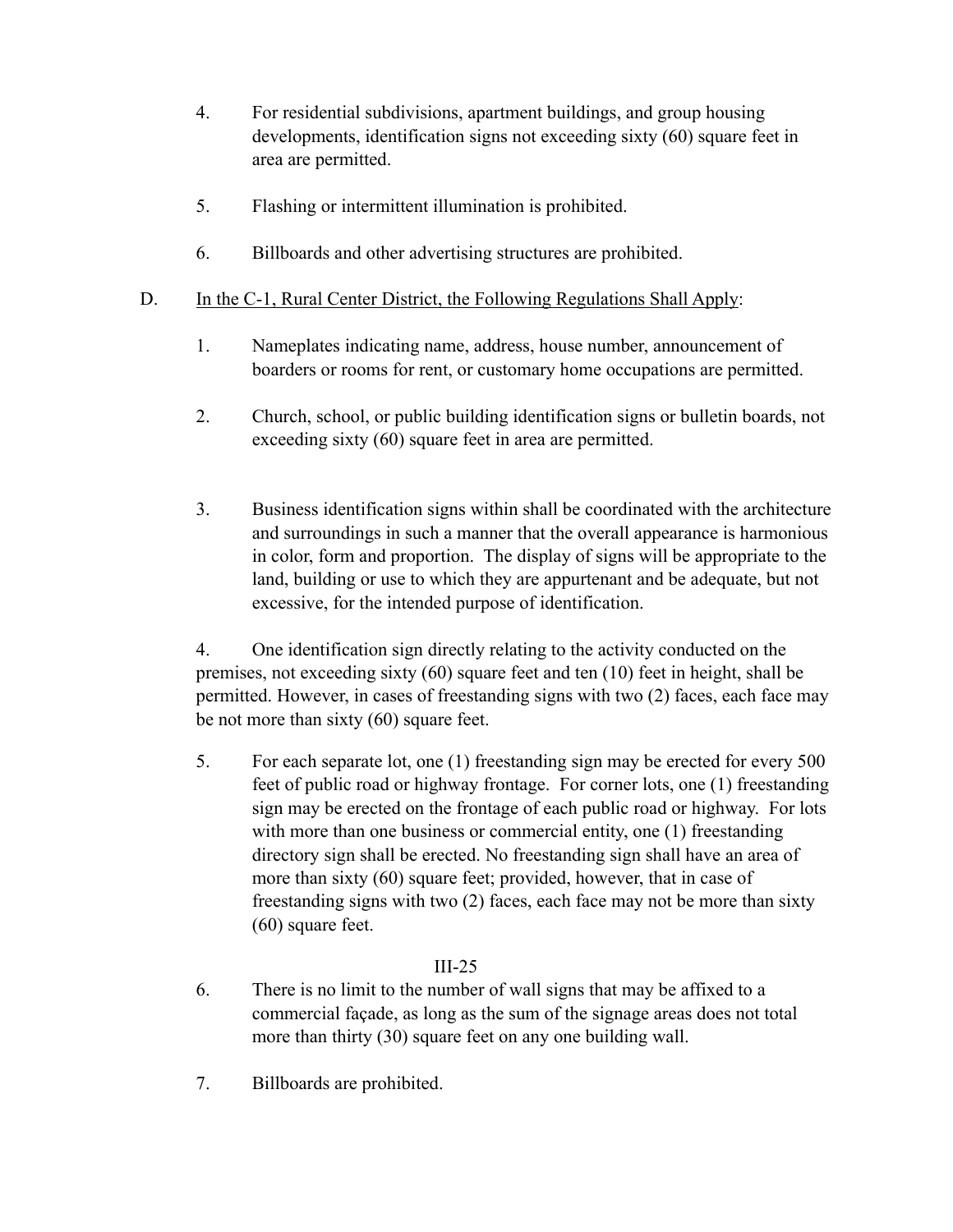4. For residential subdivisions, apartment buildings, and group housing developments, identification signs not exceeding sixty (60) square feet in area are permitted.

5. Flashing or intermittent illumination is prohibited.

6. Billboards and other advertising structures are prohibited.

D. In the C-1, Rural Center District, the Following Regulations Shall Apply:

1. Nameplates indicating name, address, house number, announcement of boarders or rooms for rent, or customary home occupations are permitted.

2. Church, school, or public building identification signs or bulletin boards, not exceeding sixty (60) square feet in area are permitted.

3. Business identification signs within shall be coordinated with the architecture and surroundings in such a manner that the overall appearance is harmonious in color, form and proportion. The display of signs will be appropriate to the land, building or use to which they are appurtenant and be adequate, but not excessive, for the intended purpose of identification.

4. One identification sign directly relating to the activity conducted on the premises, not exceeding sixty (60) square feet and ten (10) feet in height, shall be permitted. However, in cases of freestanding signs with two (2) faces, each face may be not more than sixty (60) square feet.

5. For each separate lot, one (1) freestanding sign may be erected for every 500 feet of public road or highway frontage. For corner lots, one (1) freestanding sign may be erected on the frontage of each public road or highway. For lots with more than one business or commercial entity, one (1) freestanding directory sign shall be erected. No freestanding sign shall have an area of more than sixty (60) square feet; provided, however, that in case of freestanding signs with two (2) faces, each face may not be more than sixty (60) square feet.

6. There is no limit to the number of wall signs that may be affixed to a commercial façade, as long as the sum of the signage areas does not total more than thirty (30) square feet on any one building wall.

7. Billboards are prohibited.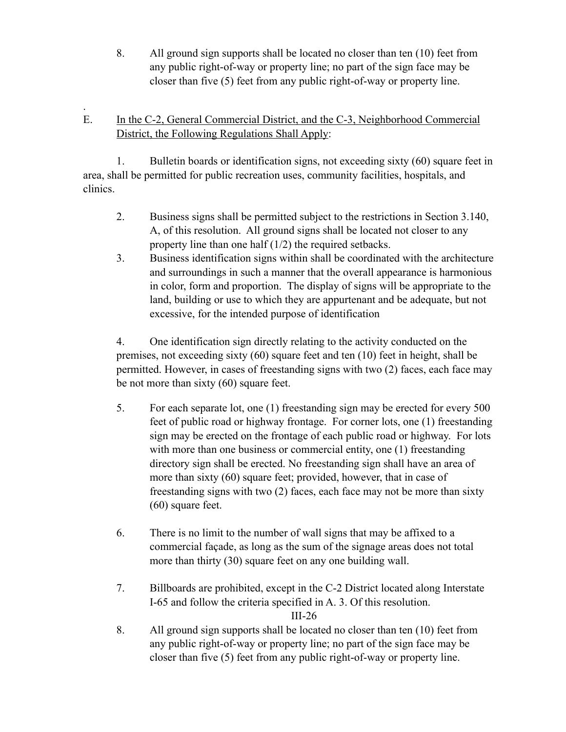8. All ground sign supports shall be located no closer than ten (10) feet from any public right-of-way or property line; no part of the sign face may be closer than five (5) feet from any public right-of-way or property line.

.

E. In the C-2, General Commercial District, and the C-3, Neighborhood Commercial District, the Following Regulations Shall Apply:

1. Bulletin boards or identification signs, not exceeding sixty (60) square feet in area, shall be permitted for public recreation uses, community facilities, hospitals, and clinics.

2. Business signs shall be permitted subject to the restrictions in Section 3.140, A, of this resolution. All ground signs shall be located not closer to any property line than one half (1/2) the required setbacks.

3. Business identification signs within shall be coordinated with the architecture and surroundings in such a manner that the overall appearance is harmonious in color, form and proportion. The display of signs will be appropriate to the land, building or use to which they are appurtenant and be adequate, but not excessive, for the intended purpose of identification

4. One identification sign directly relating to the activity conducted on the premises, not exceeding sixty (60) square feet and ten (10) feet in height, shall be permitted. However, in cases of freestanding signs with two (2) faces, each face may be not more than sixty (60) square feet.

5. For each separate lot, one (1) freestanding sign may be erected for every 500 feet of public road or highway frontage. For corner lots, one (1) freestanding sign may be erected on the frontage of each public road or highway. For lots with more than one business or commercial entity, one (1) freestanding directory sign shall be erected. No freestanding sign shall have an area of more than sixty (60) square feet; provided, however, that in case of freestanding signs with two (2) faces, each face may not be more than sixty (60) square feet.

6. There is no limit to the number of wall signs that may be affixed to a commercial façade, as long as the sum of the signage areas does not total more than thirty (30) square feet on any one building wall.

7. Billboards are prohibited, except in the C-2 District located along Interstate I-65 and follow the criteria specified in A. 3. Of this resolution.

8. All ground sign supports shall be located no closer than ten (10) feet from any public right-of-way or property line; no part of the sign face may be closer than five (5) feet from any public right-of-way or property line.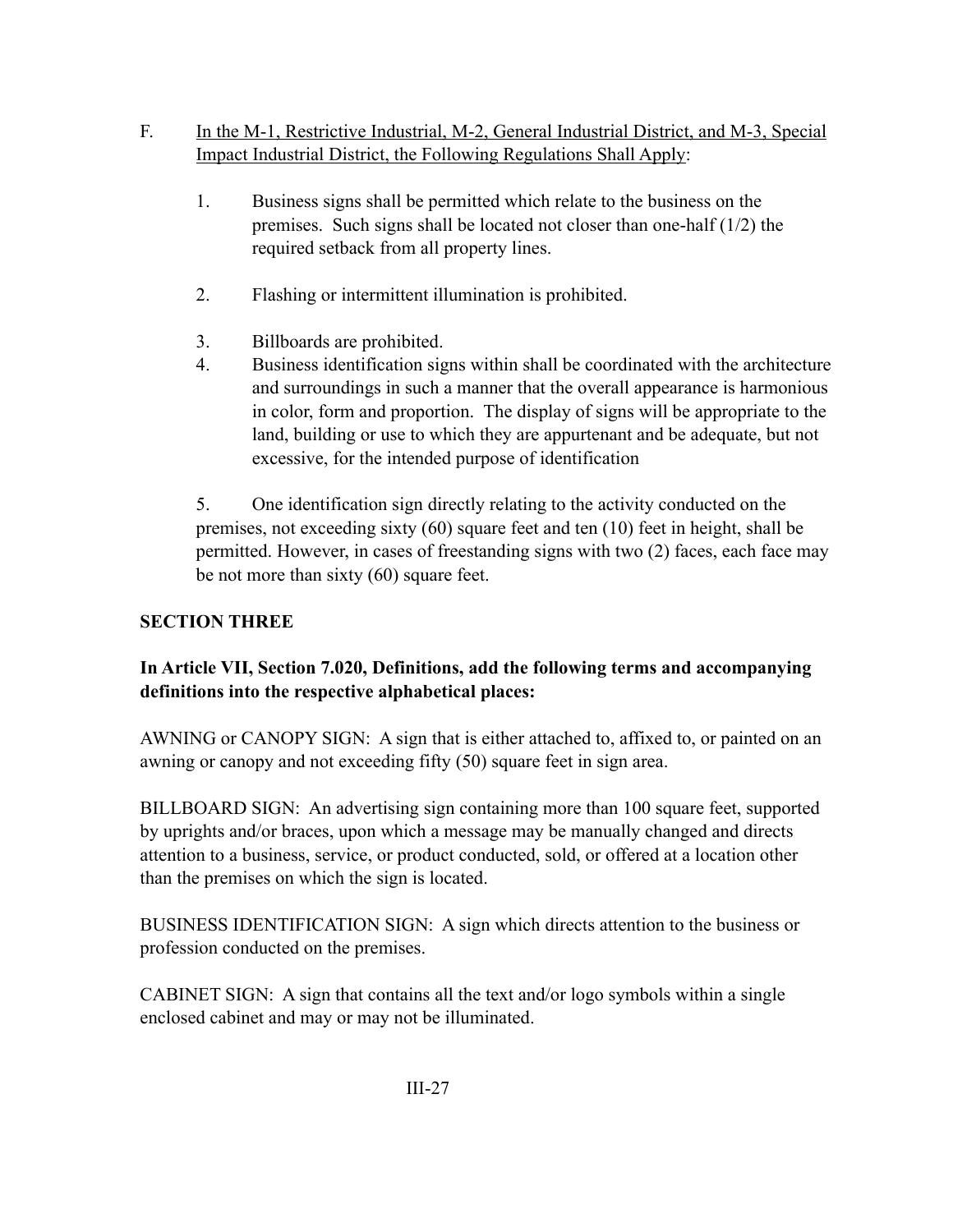F. In the M-1, Restrictive Industrial, M-2, General Industrial District, and M-3, Special Impact Industrial District, the Following Regulations Shall Apply:

1. Business signs shall be permitted which relate to the business on the premises. Such signs shall be located not closer than one-half (1/2) the required setback from all property lines.

2. Flashing or intermittent illumination is prohibited.

3. Billboards are prohibited.

4. Business identification signs within shall be coordinated with the architecture and surroundings in such a manner that the overall appearance is harmonious in color, form and proportion. The display of signs will be appropriate to the land, building or use to which they are appurtenant and be adequate, but not excessive, for the intended purpose of identification

5. One identification sign directly relating to the activity conducted on the premises, not exceeding sixty (60) square feet and ten (10) feet in height, shall be permitted. However, in cases of freestanding signs with two (2) faces, each face may be not more than sixty (60) square feet.

**SECTION THREE**

**In Article VII, Section 7.020, Definitions, add the following terms and accompanying definitions into the respective alphabetical places:**

AWNING or CANOPY SIGN: A sign that is either attached to, affixed to, or painted on an awning or canopy and not exceeding fifty (50) square feet in sign area.

BILLBOARD SIGN: An advertising sign containing more than 100 square feet, supported by uprights and/or braces, upon which a message may be manually changed and directs attention to a business, service, or product conducted, sold, or offered at a location other than the premises on which the sign is located.

BUSINESS IDENTIFICATION SIGN: A sign which directs attention to the business or profession conducted on the premises.

CABINET SIGN: A sign that contains all the text and/or logo symbols within a single enclosed cabinet and may or may not be illuminated.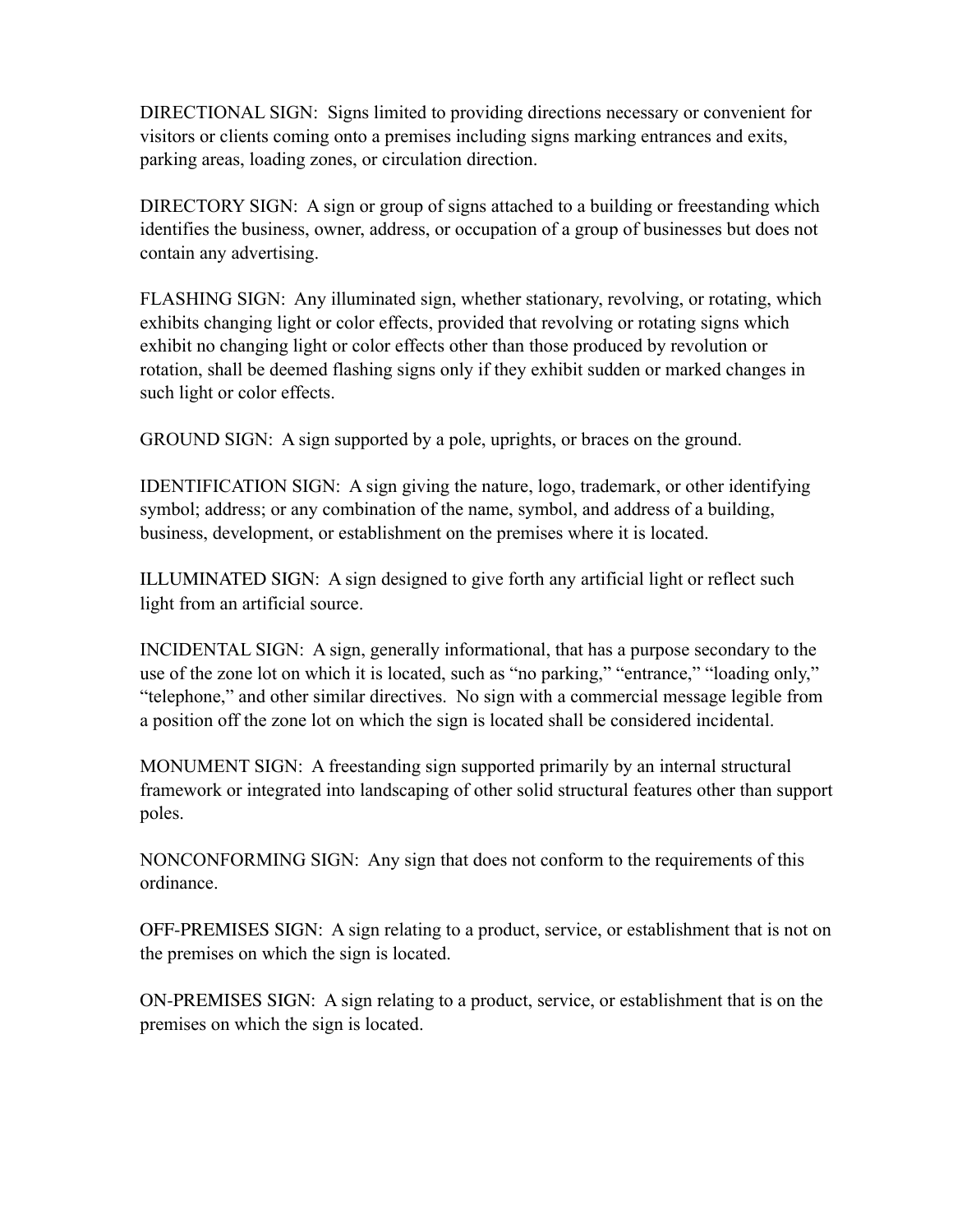DIRECTIONAL SIGN: Signs limited to providing directions necessary or convenient for visitors or clients coming onto a premises including signs marking entrances and exits, parking areas, loading zones, or circulation direction.

DIRECTORY SIGN: A sign or group of signs attached to a building or freestanding which identifies the business, owner, address, or occupation of a group of businesses but does not contain any advertising.

FLASHING SIGN: Any illuminated sign, whether stationary, revolving, or rotating, which exhibits changing light or color effects, provided that revolving or rotating signs which exhibit no changing light or color effects other than those produced by revolution or rotation, shall be deemed flashing signs only if they exhibit sudden or marked changes in such light or color effects.

GROUND SIGN: A sign supported by a pole, uprights, or braces on the ground.

IDENTIFICATION SIGN: A sign giving the nature, logo, trademark, or other identifying symbol; address; or any combination of the name, symbol, and address of a building, business, development, or establishment on the premises where it is located.

ILLUMINATED SIGN: A sign designed to give forth any artificial light or reflect such light from an artificial source.

INCIDENTAL SIGN: A sign, generally informational, that has a purpose secondary to the use of the zone lot on which it is located, such as "no parking," "entrance," "loading only," "telephone," and other similar directives. No sign with a commercial message legible from a position off the zone lot on which the sign is located shall be considered incidental.

MONUMENT SIGN: A freestanding sign supported primarily by an internal structural framework or integrated into landscaping of other solid structural features other than support poles.

NONCONFORMING SIGN: Any sign that does not conform to the requirements of this ordinance.

OFF-PREMISES SIGN: A sign relating to a product, service, or establishment that is not on the premises on which the sign is located.

ON-PREMISES SIGN: A sign relating to a product, service, or establishment that is on the premises on which the sign is located.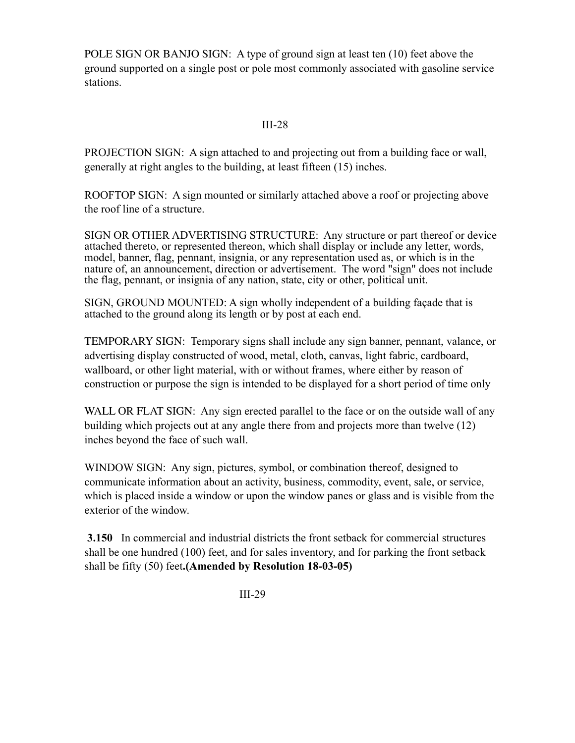POLE SIGN OR BANJO SIGN: A type of ground sign at least ten (10) feet above the ground supported on a single post or pole most commonly associated with gasoline service stations.

PROJECTION SIGN: A sign attached to and projecting out from a building face or wall, generally at right angles to the building, at least fifteen (15) inches.

ROOFTOP SIGN: A sign mounted or similarly attached above a roof or projecting above the roof line of a structure.

SIGN OR OTHER ADVERTISING STRUCTURE: Any structure or part thereof or device attached thereto, or represented thereon, which shall display or include any letter, words, model, banner, flag, pennant, insignia, or any representation used as, or which is in the nature of, an announcement, direction or advertisement. The word "sign" does not include the flag, pennant, or insignia of any nation, state, city or other, political unit.

SIGN, GROUND MOUNTED: A sign wholly independent of a building façade that is attached to the ground along its length or by post at each end.

TEMPORARY SIGN: Temporary signs shall include any sign banner, pennant, valance, or advertising display constructed of wood, metal, cloth, canvas, light fabric, cardboard, wallboard, or other light material, with or without frames, where either by reason of construction or purpose the sign is intended to be displayed for a short period of time only

WALL OR FLAT SIGN: Any sign erected parallel to the face or on the outside wall of any building which projects out at any angle there from and projects more than twelve (12) inches beyond the face of such wall.

WINDOW SIGN: Any sign, pictures, symbol, or combination thereof, designed to communicate information about an activity, business, commodity, event, sale, or service, which is placed inside a window or upon the window panes or glass and is visible from the exterior of the window.

**3.150** In commercial and industrial districts the front setback for commercial structures shall be one hundred (100) feet, and for sales inventory, and for parking the front setback shall be fifty (50) feet**.(Amended by Resolution 18-03-05)**